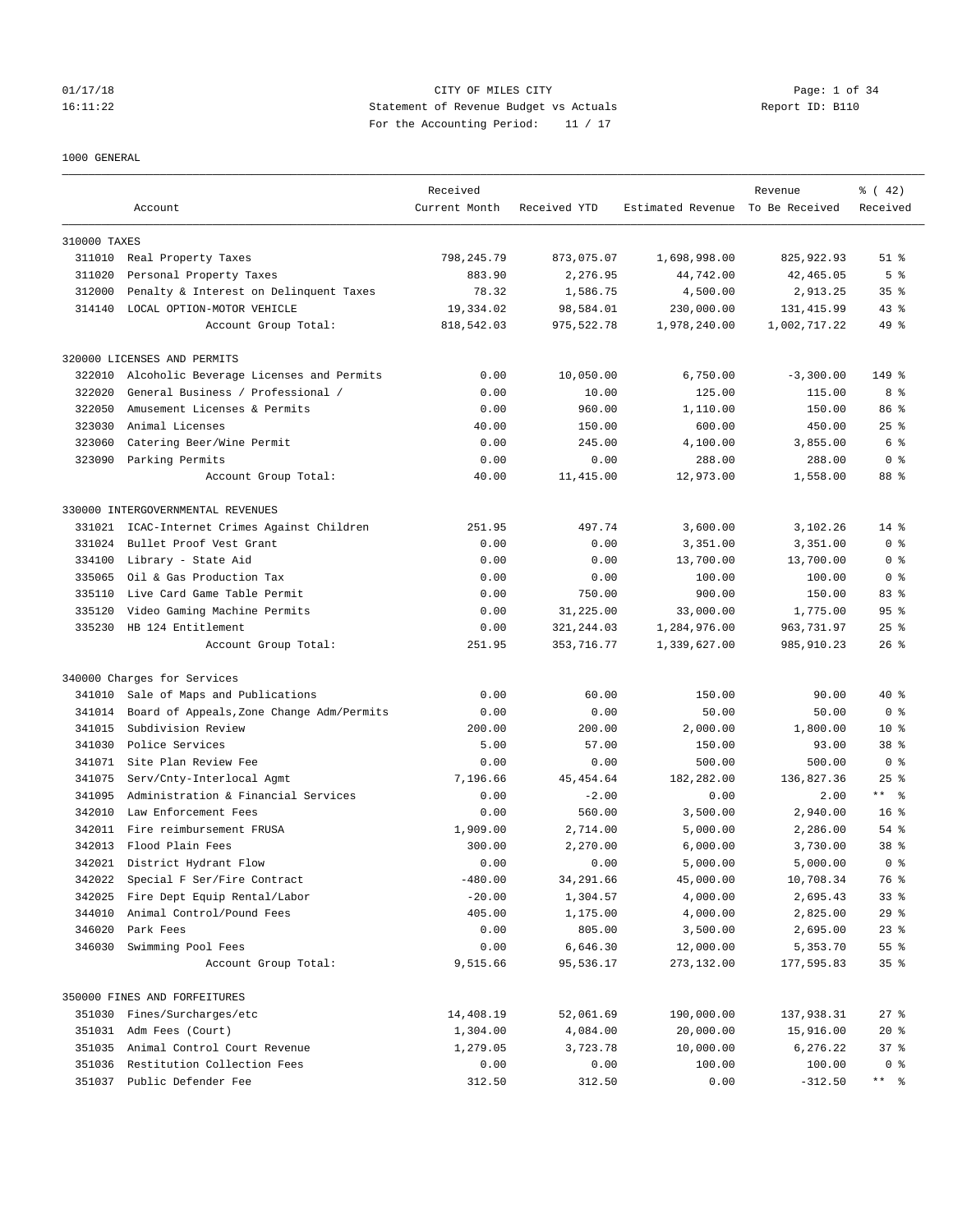CITY OF MILES CITY
Statement of Revenue Budget vs Actuals
For the Accounting Period: 11 / 17

01/17/18
16:11:22

Report ID: B110

1000 GENERAL

| Account | | Received Current Month | Received YTD | Estimated Revenue | Revenue To Be Received | % ( 42) Received |
|---|---|---|---|---|---|---|
| **310000 TAXES** | | | | | | |
| 311010 | Real Property Taxes | 798,245.79 | 873,075.07 | 1,698,998.00 | 825,922.93 | 51 % |
| 311020 | Personal Property Taxes | 883.90 | 2,276.95 | 44,742.00 | 42,465.05 | 5 % |
| 312000 | Penalty & Interest on Delinquent Taxes | 78.32 | 1,586.75 | 4,500.00 | 2,913.25 | 35 % |
| 314140 | LOCAL OPTION-MOTOR VEHICLE | 19,334.02 | 98,584.01 | 230,000.00 | 131,415.99 | 43 % |
| | Account Group Total: | 818,542.03 | 975,522.78 | 1,978,240.00 | 1,002,717.22 | 49 % |
| **320000 LICENSES AND PERMITS** | | | | | | |
| 322010 | Alcoholic Beverage Licenses and Permits | 0.00 | 10,050.00 | 6,750.00 | -3,300.00 | 149 % |
| 322020 | General Business / Professional / | 0.00 | 10.00 | 125.00 | 115.00 | 8 % |
| 322050 | Amusement Licenses & Permits | 0.00 | 960.00 | 1,110.00 | 150.00 | 86 % |
| 323030 | Animal Licenses | 40.00 | 150.00 | 600.00 | 450.00 | 25 % |
| 323060 | Catering Beer/Wine Permit | 0.00 | 245.00 | 4,100.00 | 3,855.00 | 6 % |
| 323090 | Parking Permits | 0.00 | 0.00 | 288.00 | 288.00 | 0 % |
| | Account Group Total: | 40.00 | 11,415.00 | 12,973.00 | 1,558.00 | 88 % |
| **330000 INTERGOVERNMENTAL REVENUES** | | | | | | |
| 331021 | ICAC-Internet Crimes Against Children | 251.95 | 497.74 | 3,600.00 | 3,102.26 | 14 % |
| 331024 | Bullet Proof Vest Grant | 0.00 | 0.00 | 3,351.00 | 3,351.00 | 0 % |
| 334100 | Library - State Aid | 0.00 | 0.00 | 13,700.00 | 13,700.00 | 0 % |
| 335065 | Oil & Gas Production Tax | 0.00 | 0.00 | 100.00 | 100.00 | 0 % |
| 335110 | Live Card Game Table Permit | 0.00 | 750.00 | 900.00 | 150.00 | 83 % |
| 335120 | Video Gaming Machine Permits | 0.00 | 31,225.00 | 33,000.00 | 1,775.00 | 95 % |
| 335230 | HB 124 Entitlement | 0.00 | 321,244.03 | 1,284,976.00 | 963,731.97 | 25 % |
| | Account Group Total: | 251.95 | 353,716.77 | 1,339,627.00 | 985,910.23 | 26 % |
| **340000 Charges for Services** | | | | | | |
| 341010 | Sale of Maps and Publications | 0.00 | 60.00 | 150.00 | 90.00 | 40 % |
| 341014 | Board of Appeals,Zone Change Adm/Permits | 0.00 | 0.00 | 50.00 | 50.00 | 0 % |
| 341015 | Subdivision Review | 200.00 | 200.00 | 2,000.00 | 1,800.00 | 10 % |
| 341030 | Police Services | 5.00 | 57.00 | 150.00 | 93.00 | 38 % |
| 341071 | Site Plan Review Fee | 0.00 | 0.00 | 500.00 | 500.00 | 0 % |
| 341075 | Serv/Cnty-Interlocal Agmt | 7,196.66 | 45,454.64 | 182,282.00 | 136,827.36 | 25 % |
| 341095 | Administration & Financial Services | 0.00 | -2.00 | 0.00 | 2.00 | ** % |
| 342010 | Law Enforcement Fees | 0.00 | 560.00 | 3,500.00 | 2,940.00 | 16 % |
| 342011 | Fire reimbursement FRUSA | 1,909.00 | 2,714.00 | 5,000.00 | 2,286.00 | 54 % |
| 342013 | Flood Plain Fees | 300.00 | 2,270.00 | 6,000.00 | 3,730.00 | 38 % |
| 342021 | District Hydrant Flow | 0.00 | 0.00 | 5,000.00 | 5,000.00 | 0 % |
| 342022 | Special F Ser/Fire Contract | -480.00 | 34,291.66 | 45,000.00 | 10,708.34 | 76 % |
| 342025 | Fire Dept Equip Rental/Labor | -20.00 | 1,304.57 | 4,000.00 | 2,695.43 | 33 % |
| 344010 | Animal Control/Pound Fees | 405.00 | 1,175.00 | 4,000.00 | 2,825.00 | 29 % |
| 346020 | Park Fees | 0.00 | 805.00 | 3,500.00 | 2,695.00 | 23 % |
| 346030 | Swimming Pool Fees | 0.00 | 6,646.30 | 12,000.00 | 5,353.70 | 55 % |
| | Account Group Total: | 9,515.66 | 95,536.17 | 273,132.00 | 177,595.83 | 35 % |
| **350000 FINES AND FORFEITURES** | | | | | | |
| 351030 | Fines/Surcharges/etc | 14,408.19 | 52,061.69 | 190,000.00 | 137,938.31 | 27 % |
| 351031 | Adm Fees (Court) | 1,304.00 | 4,084.00 | 20,000.00 | 15,916.00 | 20 % |
| 351035 | Animal Control Court Revenue | 1,279.05 | 3,723.78 | 10,000.00 | 6,276.22 | 37 % |
| 351036 | Restitution Collection Fees | 0.00 | 0.00 | 100.00 | 100.00 | 0 % |
| 351037 | Public Defender Fee | 312.50 | 312.50 | 0.00 | -312.50 | ** % |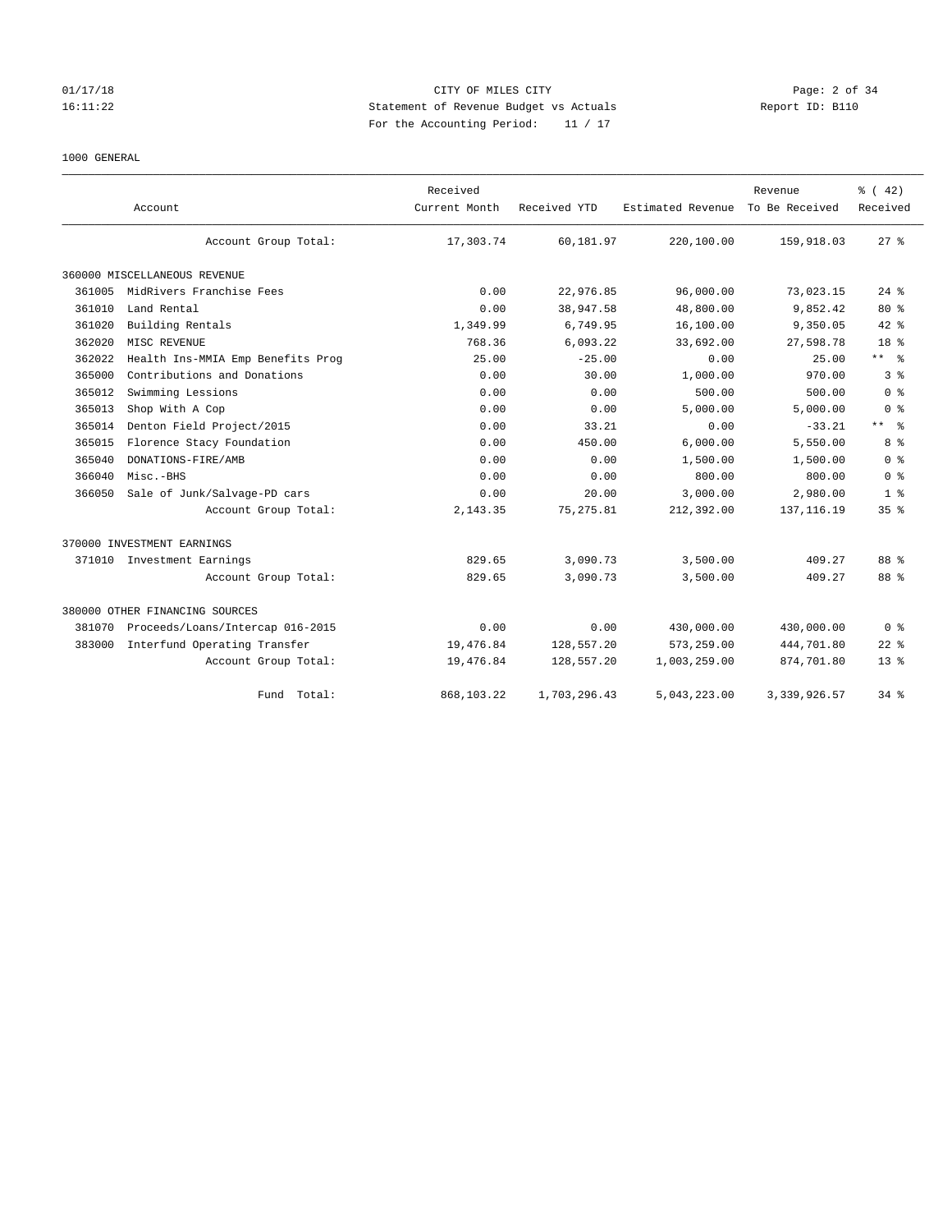CITY OF MILES CITY
Statement of Revenue Budget vs Actuals
For the Accounting Period: 11 / 17

Report ID: B110

01/17/18
16:11:22

1000 GENERAL

| Account | | Received Current Month | Received YTD | Estimated Revenue | Revenue To Be Received | % ( 42) Received |
|---|---|---|---|---|---|---|
| | Account Group Total: | 17,303.74 | 60,181.97 | 220,100.00 | 159,918.03 | 27 % |
| 360000 MISCELLANEOUS REVENUE | | | | | | |
| 361005 | MidRivers Franchise Fees | 0.00 | 22,976.85 | 96,000.00 | 73,023.15 | 24 % |
| 361010 | Land Rental | 0.00 | 38,947.58 | 48,800.00 | 9,852.42 | 80 % |
| 361020 | Building Rentals | 1,349.99 | 6,749.95 | 16,100.00 | 9,350.05 | 42 % |
| 362020 | MISC REVENUE | 768.36 | 6,093.22 | 33,692.00 | 27,598.78 | 18 % |
| 362022 | Health Ins-MMIA Emp Benefits Prog | 25.00 | -25.00 | 0.00 | 25.00 | ** % |
| 365000 | Contributions and Donations | 0.00 | 30.00 | 1,000.00 | 970.00 | 3 % |
| 365012 | Swimming Lessions | 0.00 | 0.00 | 500.00 | 500.00 | 0 % |
| 365013 | Shop With A Cop | 0.00 | 0.00 | 5,000.00 | 5,000.00 | 0 % |
| 365014 | Denton Field Project/2015 | 0.00 | 33.21 | 0.00 | -33.21 | ** % |
| 365015 | Florence Stacy Foundation | 0.00 | 450.00 | 6,000.00 | 5,550.00 | 8 % |
| 365040 | DONATIONS-FIRE/AMB | 0.00 | 0.00 | 1,500.00 | 1,500.00 | 0 % |
| 366040 | Misc.-BHS | 0.00 | 0.00 | 800.00 | 800.00 | 0 % |
| 366050 | Sale of Junk/Salvage-PD cars | 0.00 | 20.00 | 3,000.00 | 2,980.00 | 1 % |
| | Account Group Total: | 2,143.35 | 75,275.81 | 212,392.00 | 137,116.19 | 35 % |
| 370000 INVESTMENT EARNINGS | | | | | | |
| 371010 | Investment Earnings | 829.65 | 3,090.73 | 3,500.00 | 409.27 | 88 % |
| | Account Group Total: | 829.65 | 3,090.73 | 3,500.00 | 409.27 | 88 % |
| 380000 OTHER FINANCING SOURCES | | | | | | |
| 381070 | Proceeds/Loans/Intercap 016-2015 | 0.00 | 0.00 | 430,000.00 | 430,000.00 | 0 % |
| 383000 | Interfund Operating Transfer | 19,476.84 | 128,557.20 | 573,259.00 | 444,701.80 | 22 % |
| | Account Group Total: | 19,476.84 | 128,557.20 | 1,003,259.00 | 874,701.80 | 13 % |
| | Fund Total: | 868,103.22 | 1,703,296.43 | 5,043,223.00 | 3,339,926.57 | 34 % |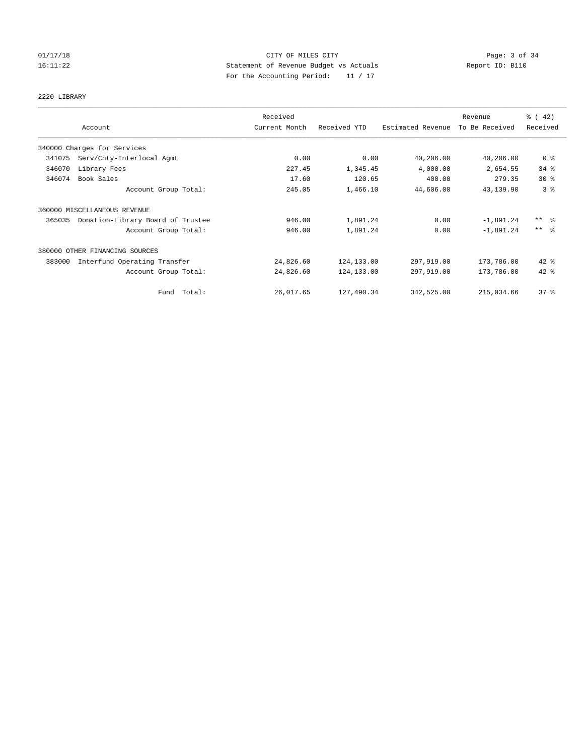CITY OF MILES CITY
Statement of Revenue Budget vs Actuals
For the Accounting Period: 11 / 17

01/17/18
16:11:22

Report ID: B110

2220 LIBRARY

| Account | Received Current Month | Received YTD | Estimated Revenue | Revenue To Be Received | % ( 42) Received |
|---|---|---|---|---|---|
| 340000 Charges for Services | | | | | |
| 341075 Serv/Cnty-Interlocal Agmt | 0.00 | 0.00 | 40,206.00 | 40,206.00 | 0 % |
| 346070 Library Fees | 227.45 | 1,345.45 | 4,000.00 | 2,654.55 | 34 % |
| 346074 Book Sales | 17.60 | 120.65 | 400.00 | 279.35 | 30 % |
| Account Group Total: | 245.05 | 1,466.10 | 44,606.00 | 43,139.90 | 3 % |
| 360000 MISCELLANEOUS REVENUE | | | | | |
| 365035 Donation-Library Board of Trustee | 946.00 | 1,891.24 | 0.00 | -1,891.24 | ** % |
| Account Group Total: | 946.00 | 1,891.24 | 0.00 | -1,891.24 | ** % |
| 380000 OTHER FINANCING SOURCES | | | | | |
| 383000 Interfund Operating Transfer | 24,826.60 | 124,133.00 | 297,919.00 | 173,786.00 | 42 % |
| Account Group Total: | 24,826.60 | 124,133.00 | 297,919.00 | 173,786.00 | 42 % |
| Fund Total: | 26,017.65 | 127,490.34 | 342,525.00 | 215,034.66 | 37 % |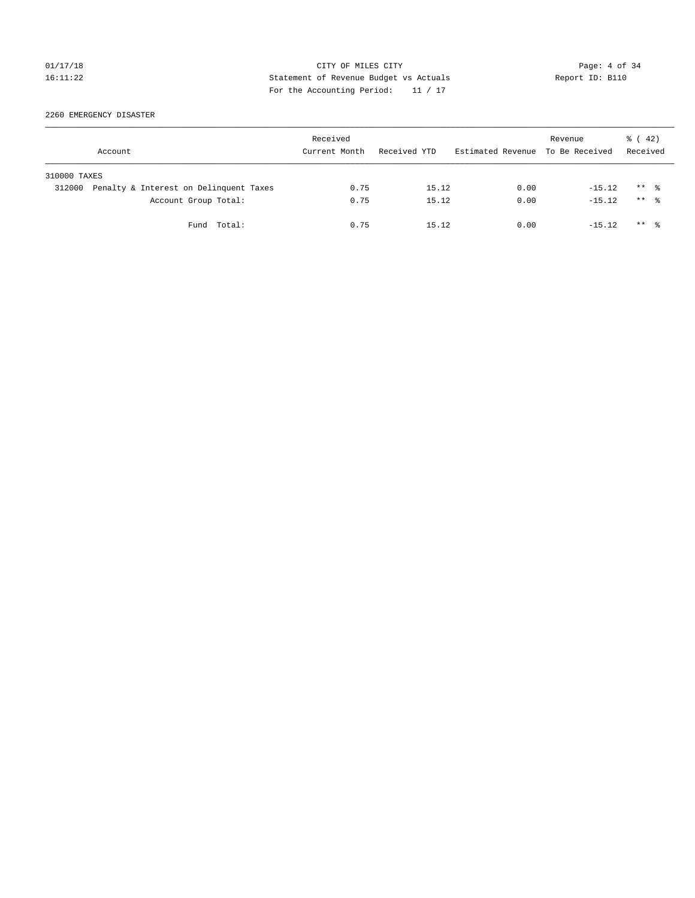CITY OF MILES CITY
Statement of Revenue Budget vs Actuals
For the Accounting Period: 11 / 17

2260 EMERGENCY DISASTER

| Account | Received Current Month | Received YTD | Estimated Revenue | Revenue To Be Received | % ( 42) Received |
|---|---|---|---|---|---|
| 310000 TAXES | | | | | |
| 312000 Penalty & Interest on Delinquent Taxes | 0.75 | 15.12 | 0.00 | -15.12 | ** % |
| Account Group Total: | 0.75 | 15.12 | 0.00 | -15.12 | ** % |
| Fund Total: | 0.75 | 15.12 | 0.00 | -15.12 | ** % |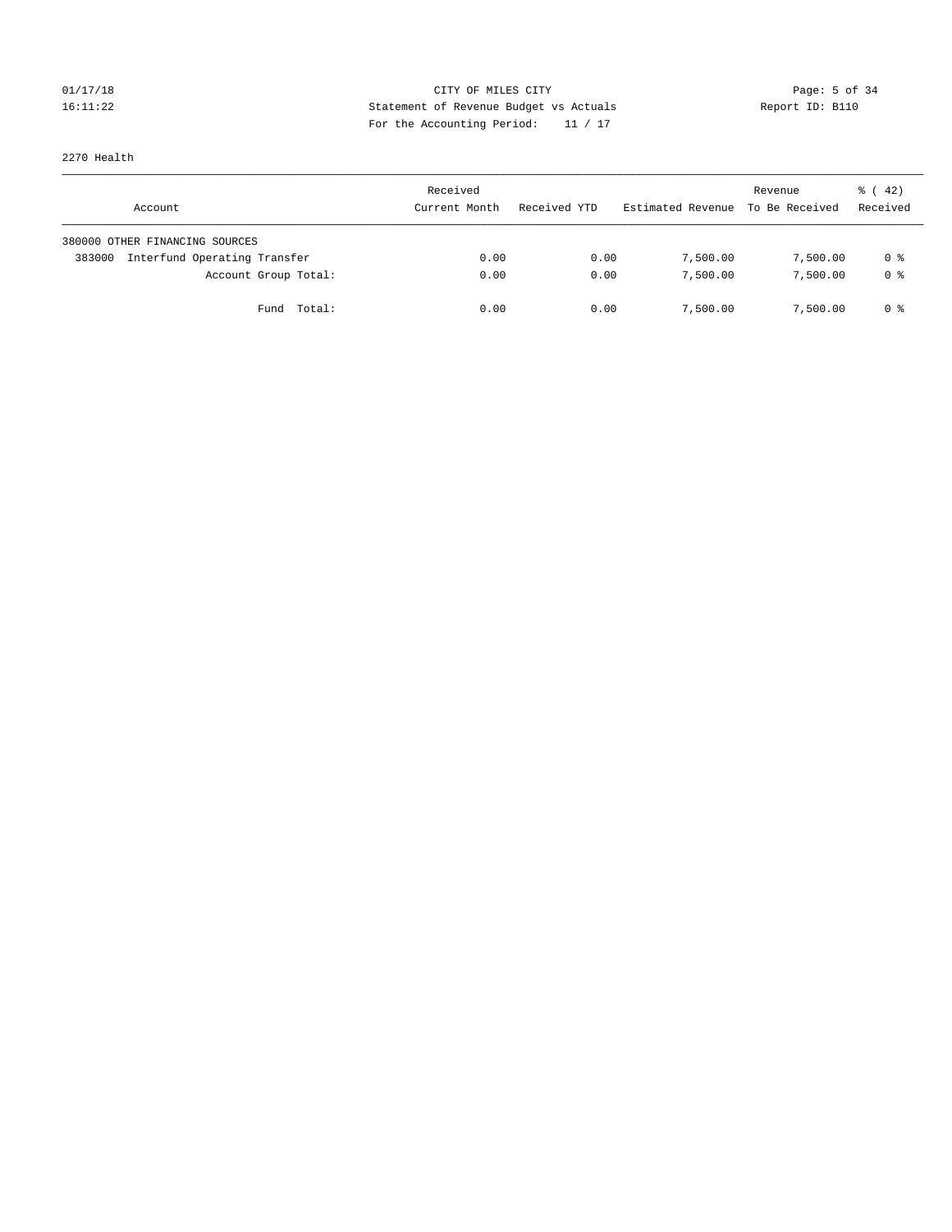CITY OF MILES CITY
Statement of Revenue Budget vs Actuals
For the Accounting Period: 11 / 17

01/17/18
16:11:22

Report ID: B110

2270 Health

| Account | Received Current Month | Received YTD | Estimated Revenue | Revenue To Be Received | % ( 42) Received |
|---|---|---|---|---|---|
| 380000 OTHER FINANCING SOURCES | | | | | |
| 383000 Interfund Operating Transfer | 0.00 | 0.00 | 7,500.00 | 7,500.00 | 0 % |
| Account Group Total: | 0.00 | 0.00 | 7,500.00 | 7,500.00 | 0 % |
| Fund Total: | 0.00 | 0.00 | 7,500.00 | 7,500.00 | 0 % |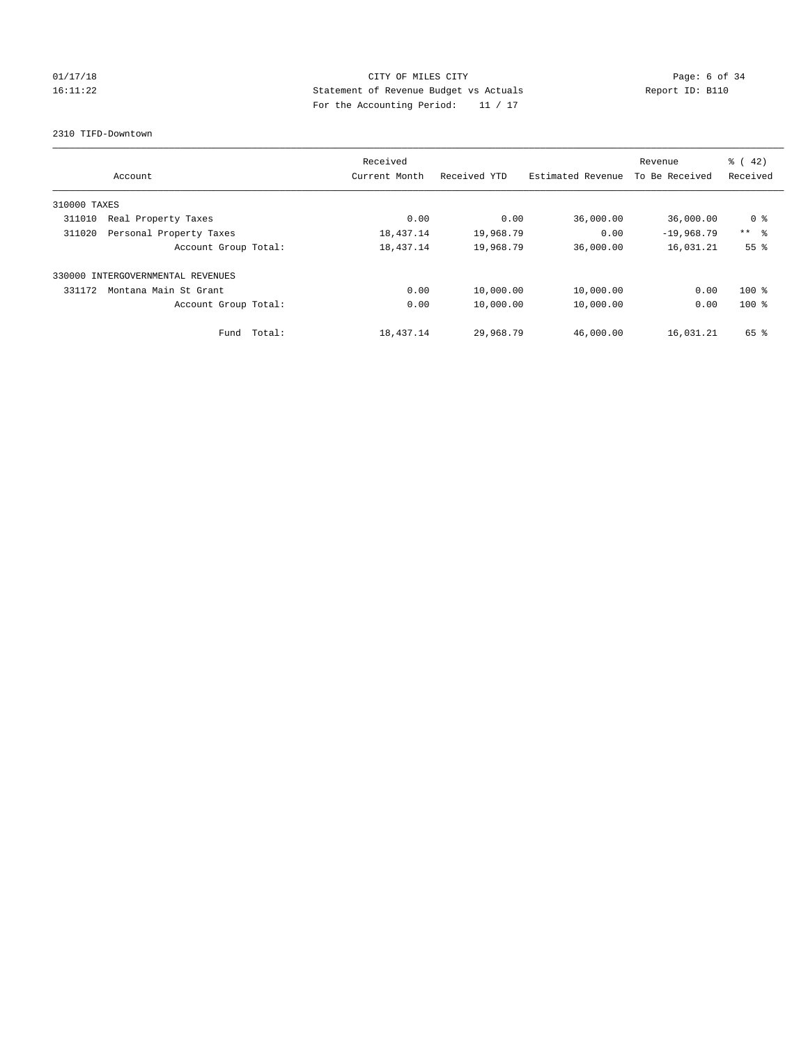CITY OF MILES CITY
Statement of Revenue Budget vs Actuals
For the Accounting Period: 11 / 17

01/17/18
16:11:22

Report ID: B110

2310 TIFD-Downtown

| Account | Received Current Month | Received YTD | Estimated Revenue | Revenue To Be Received | % ( 42) Received |
|---|---|---|---|---|---|
| 310000 TAXES | | | | | |
| 311010 Real Property Taxes | 0.00 | 0.00 | 36,000.00 | 36,000.00 | 0 % |
| 311020 Personal Property Taxes | 18,437.14 | 19,968.79 | 0.00 | -19,968.79 | ** % |
| Account Group Total: | 18,437.14 | 19,968.79 | 36,000.00 | 16,031.21 | 55 % |
| 330000 INTERGOVERNMENTAL REVENUES | | | | | |
| 331172 Montana Main St Grant | 0.00 | 10,000.00 | 10,000.00 | 0.00 | 100 % |
| Account Group Total: | 0.00 | 10,000.00 | 10,000.00 | 0.00 | 100 % |
| Fund Total: | 18,437.14 | 29,968.79 | 46,000.00 | 16,031.21 | 65 % |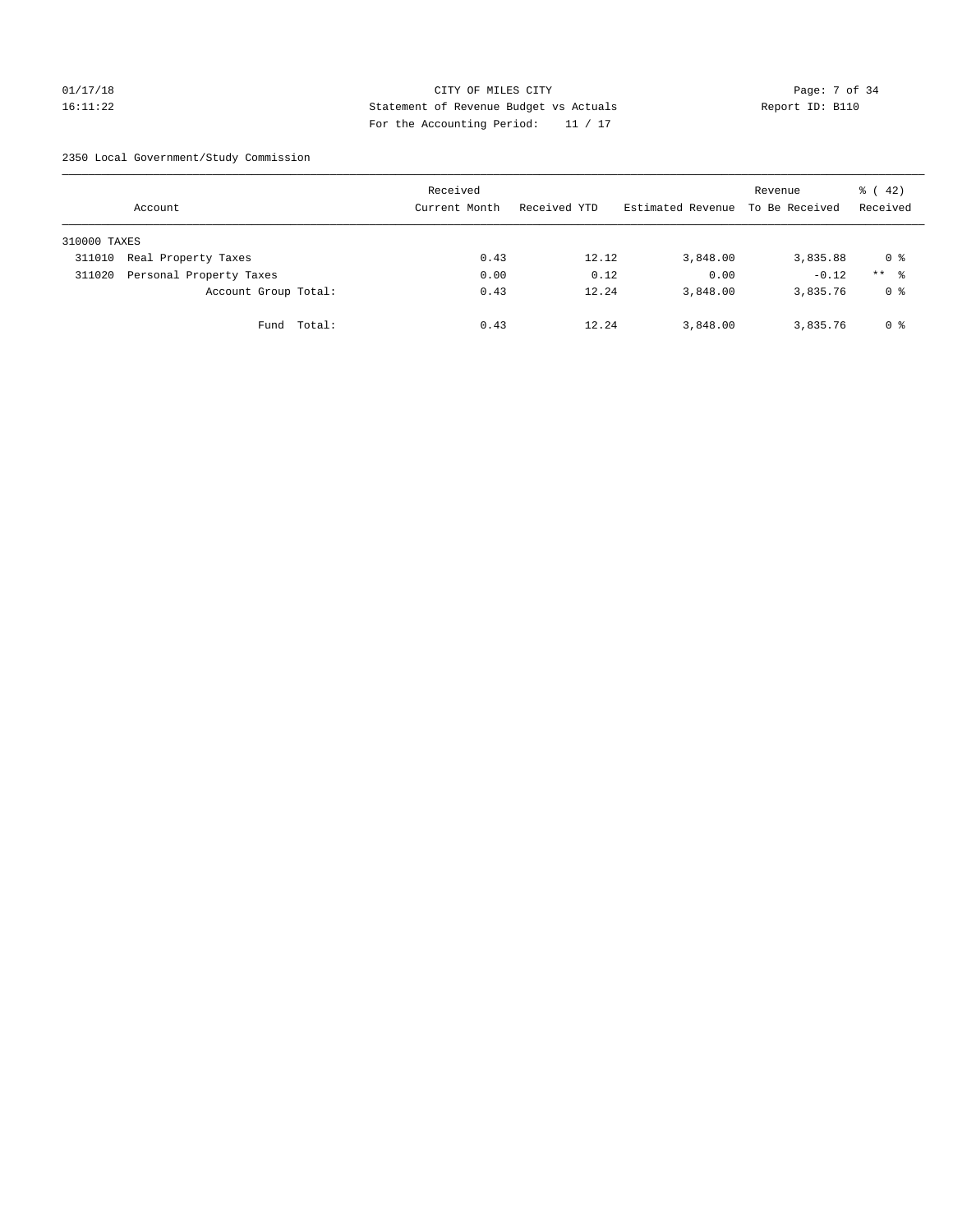CITY OF MILES CITY
Statement of Revenue Budget vs Actuals
For the Accounting Period: 11 / 17

01/17/18
16:11:22

Report ID: B110

2350 Local Government/Study Commission

| Account | Received Current Month | Received YTD | Estimated Revenue | Revenue To Be Received | % ( 42) Received |
|---|---|---|---|---|---|
| 310000 TAXES | | | | | |
| 311010 Real Property Taxes | 0.43 | 12.12 | 3,848.00 | 3,835.88 | 0 % |
| 311020 Personal Property Taxes | 0.00 | 0.12 | 0.00 | -0.12 | ** % |
| Account Group Total: | 0.43 | 12.24 | 3,848.00 | 3,835.76 | 0 % |
| Fund Total: | 0.43 | 12.24 | 3,848.00 | 3,835.76 | 0 % |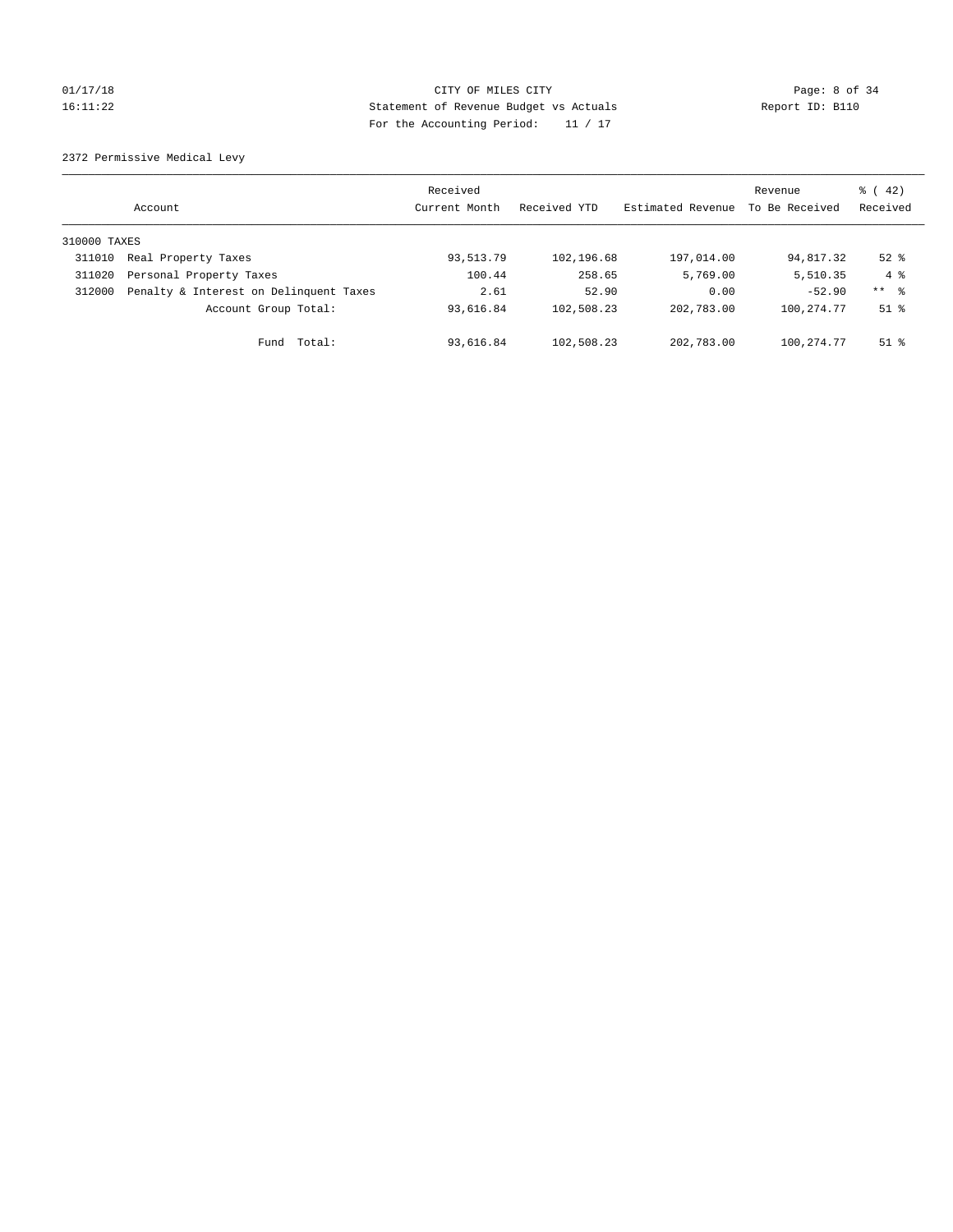CITY OF MILES CITY
Statement of Revenue Budget vs Actuals
For the Accounting Period: 11 / 17

01/17/18
16:11:22

Report ID: B110

2372 Permissive Medical Levy

| Account | Received Current Month | Received YTD | Estimated Revenue | Revenue To Be Received | % ( 42) Received |
|---|---|---|---|---|---|
| 310000 TAXES | | | | | |
| 311010 Real Property Taxes | 93,513.79 | 102,196.68 | 197,014.00 | 94,817.32 | 52 % |
| 311020 Personal Property Taxes | 100.44 | 258.65 | 5,769.00 | 5,510.35 | 4 % |
| 312000 Penalty & Interest on Delinquent Taxes | 2.61 | 52.90 | 0.00 | -52.90 | ** % |
| Account Group Total: | 93,616.84 | 102,508.23 | 202,783.00 | 100,274.77 | 51 % |
| Fund Total: | 93,616.84 | 102,508.23 | 202,783.00 | 100,274.77 | 51 % |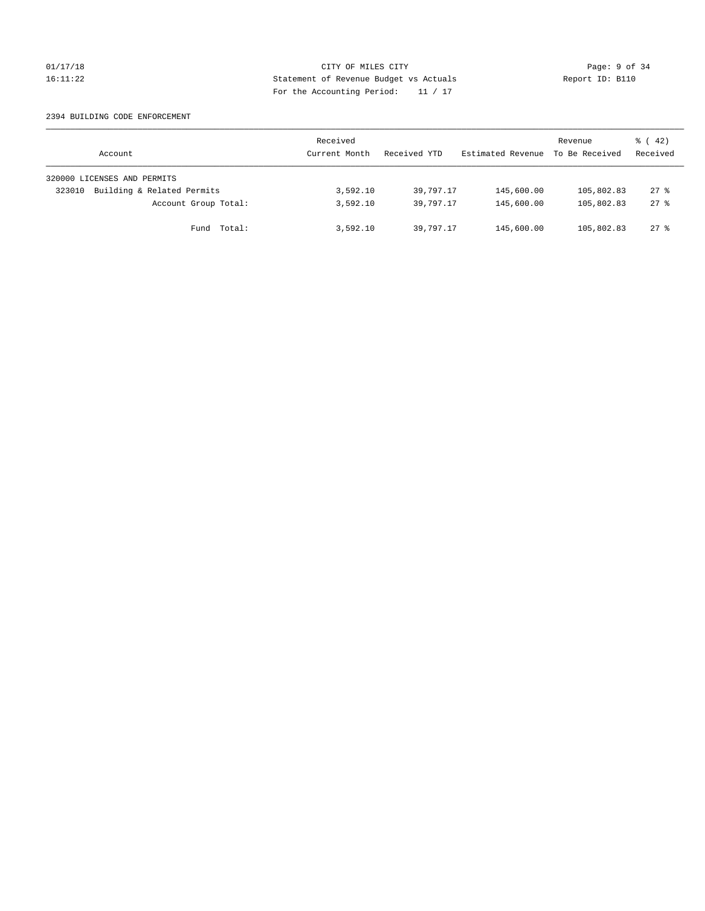CITY OF MILES CITY
Statement of Revenue Budget vs Actuals
For the Accounting Period: 11 / 17

2394 BUILDING CODE ENFORCEMENT

| Account | Received Current Month | Received YTD | Estimated Revenue | Revenue To Be Received | % ( 42) Received |
|---|---|---|---|---|---|
| 320000 LICENSES AND PERMITS | | | | | |
| 323010 Building & Related Permits | 3,592.10 | 39,797.17 | 145,600.00 | 105,802.83 | 27 % |
| Account Group Total: | 3,592.10 | 39,797.17 | 145,600.00 | 105,802.83 | 27 % |
| Fund Total: | 3,592.10 | 39,797.17 | 145,600.00 | 105,802.83 | 27 % |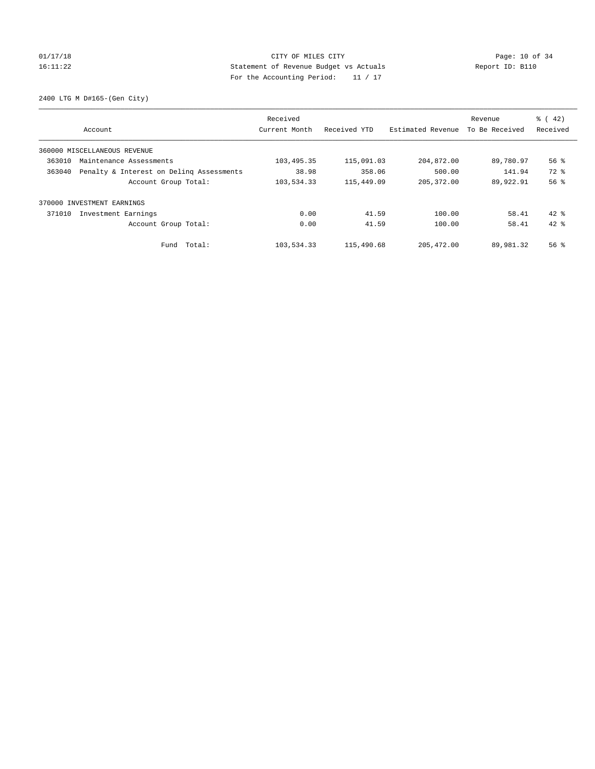CITY OF MILES CITY
Statement of Revenue Budget vs Actuals
For the Accounting Period: 11 / 17

01/17/18
16:11:22

Report ID: B110

2400 LTG M D#165-(Gen City)

| Account | | Received Current Month | Received YTD | Estimated Revenue | Revenue To Be Received | % ( 42) Received |
|---|---|---|---|---|---|---|
| 360000 MISCELLANEOUS REVENUE | | | | | | |
| 363010 | Maintenance Assessments | 103,495.35 | 115,091.03 | 204,872.00 | 89,780.97 | 56 % |
| 363040 | Penalty & Interest on Delinq Assessments | 38.98 | 358.06 | 500.00 | 141.94 | 72 % |
| | Account Group Total: | 103,534.33 | 115,449.09 | 205,372.00 | 89,922.91 | 56 % |
| 370000 INVESTMENT EARNINGS | | | | | | |
| 371010 | Investment Earnings | 0.00 | 41.59 | 100.00 | 58.41 | 42 % |
| | Account Group Total: | 0.00 | 41.59 | 100.00 | 58.41 | 42 % |
| | Fund Total: | 103,534.33 | 115,490.68 | 205,472.00 | 89,981.32 | 56 % |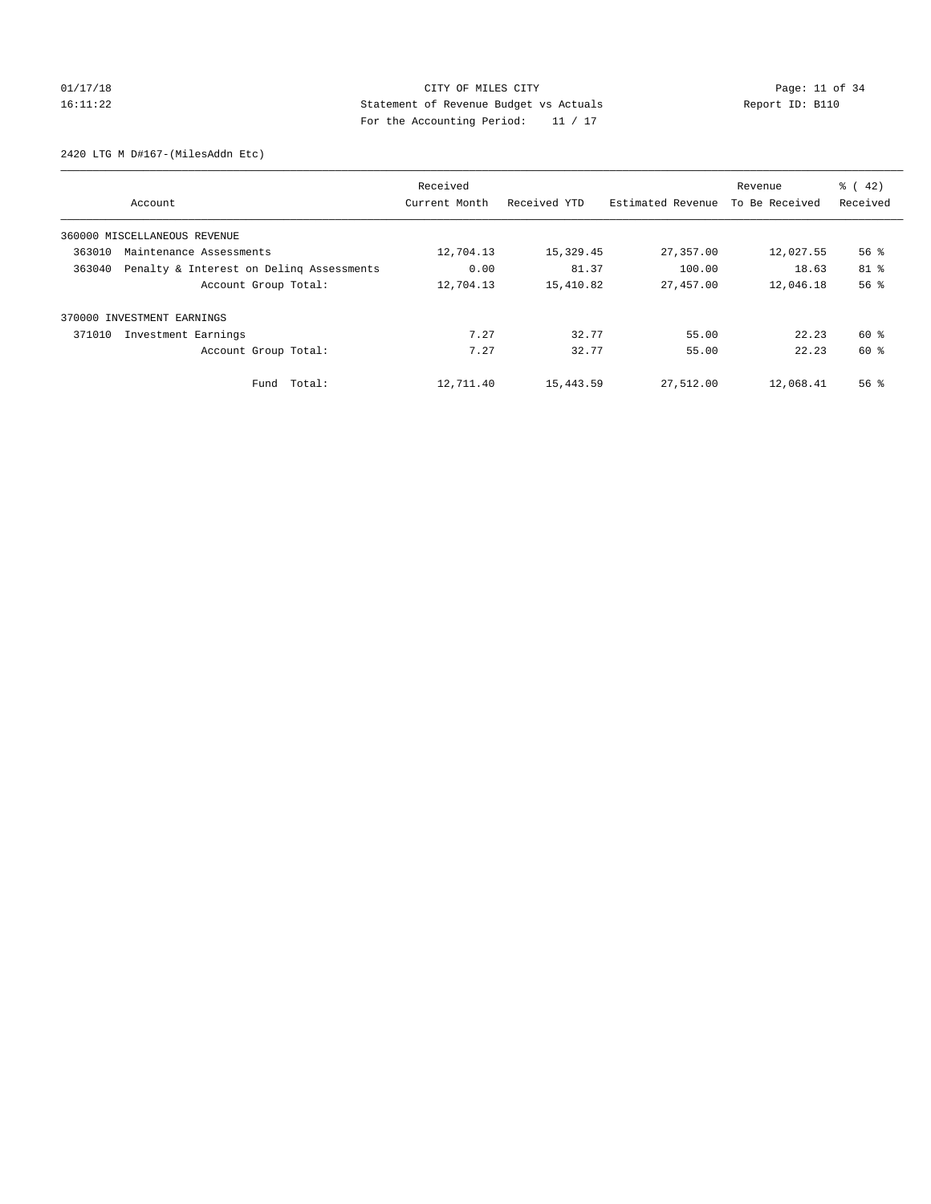CITY OF MILES CITY
Statement of Revenue Budget vs Actuals
For the Accounting Period: 11 / 17

2420 LTG M D#167-(MilesAddn Etc)

| Account | Received Current Month | Received YTD | Estimated Revenue | Revenue To Be Received | % ( 42) Received |
|---|---|---|---|---|---|
| 360000 MISCELLANEOUS REVENUE | | | | | |
| 363010 Maintenance Assessments | 12,704.13 | 15,329.45 | 27,357.00 | 12,027.55 | 56 % |
| 363040 Penalty & Interest on Delinq Assessments | 0.00 | 81.37 | 100.00 | 18.63 | 81 % |
| Account Group Total: | 12,704.13 | 15,410.82 | 27,457.00 | 12,046.18 | 56 % |
| 370000 INVESTMENT EARNINGS | | | | | |
| 371010 Investment Earnings | 7.27 | 32.77 | 55.00 | 22.23 | 60 % |
| Account Group Total: | 7.27 | 32.77 | 55.00 | 22.23 | 60 % |
| Fund Total: | 12,711.40 | 15,443.59 | 27,512.00 | 12,068.41 | 56 % |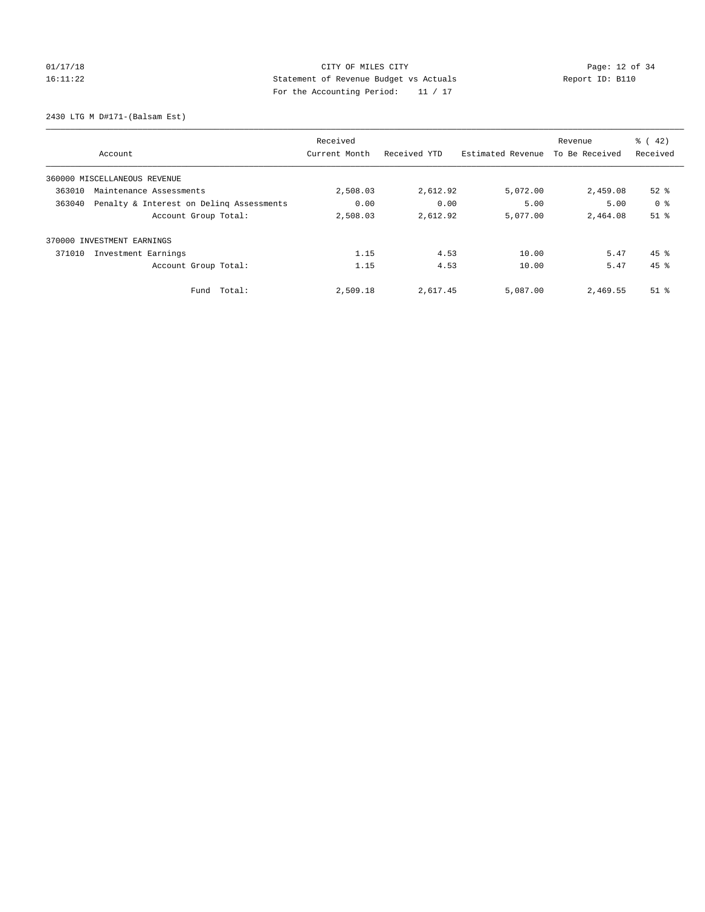CITY OF MILES CITY

Statement of Revenue Budget vs Actuals

For the Accounting Period: 11 / 17

01/17/18
16:11:22

Report ID: B110

2430 LTG M D#171-(Balsam Est)

| Account | Received Current Month | Received YTD | Estimated Revenue | Revenue To Be Received | % ( 42) Received |
|---|---|---|---|---|---|
| 360000 MISCELLANEOUS REVENUE | | | | | |
| 363010 Maintenance Assessments | 2,508.03 | 2,612.92 | 5,072.00 | 2,459.08 | 52 % |
| 363040 Penalty & Interest on Delinq Assessments | 0.00 | 0.00 | 5.00 | 5.00 | 0 % |
| Account Group Total: | 2,508.03 | 2,612.92 | 5,077.00 | 2,464.08 | 51 % |
| 370000 INVESTMENT EARNINGS | | | | | |
| 371010 Investment Earnings | 1.15 | 4.53 | 10.00 | 5.47 | 45 % |
| Account Group Total: | 1.15 | 4.53 | 10.00 | 5.47 | 45 % |
| Fund Total: | 2,509.18 | 2,617.45 | 5,087.00 | 2,469.55 | 51 % |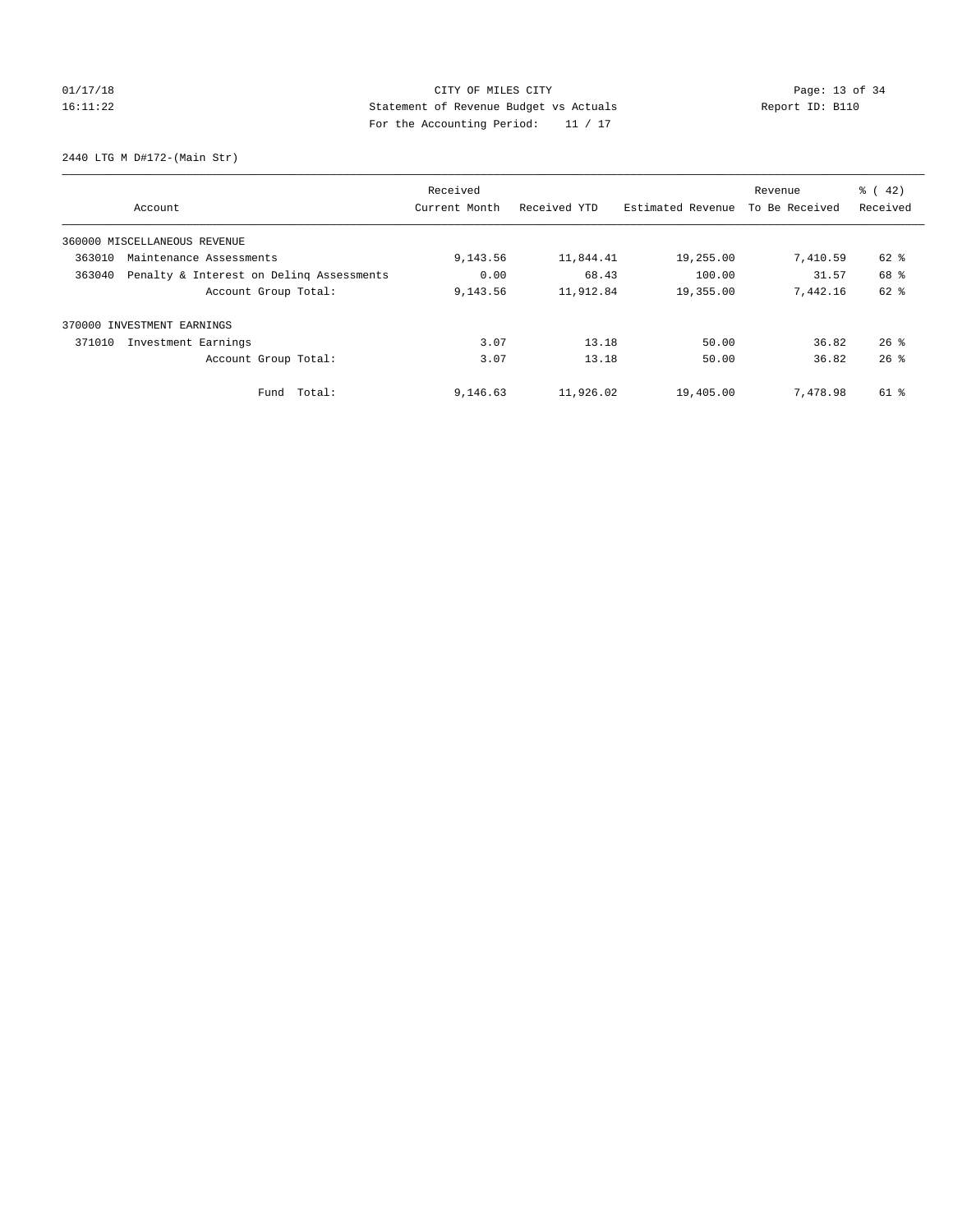CITY OF MILES CITY
Statement of Revenue Budget vs Actuals
For the Accounting Period: 11 / 17

01/17/18
16:11:22

Report ID: B110

2440 LTG M D#172-(Main Str)

| Account | Received Current Month | Received YTD | Estimated Revenue | Revenue To Be Received | % ( 42) Received |
|---|---|---|---|---|---|
| 360000 MISCELLANEOUS REVENUE | | | | | |
| 363010 Maintenance Assessments | 9,143.56 | 11,844.41 | 19,255.00 | 7,410.59 | 62 % |
| 363040 Penalty & Interest on Delinq Assessments | 0.00 | 68.43 | 100.00 | 31.57 | 68 % |
| Account Group Total: | 9,143.56 | 11,912.84 | 19,355.00 | 7,442.16 | 62 % |
| 370000 INVESTMENT EARNINGS | | | | | |
| 371010 Investment Earnings | 3.07 | 13.18 | 50.00 | 36.82 | 26 % |
| Account Group Total: | 3.07 | 13.18 | 50.00 | 36.82 | 26 % |
| Fund Total: | 9,146.63 | 11,926.02 | 19,405.00 | 7,478.98 | 61 % |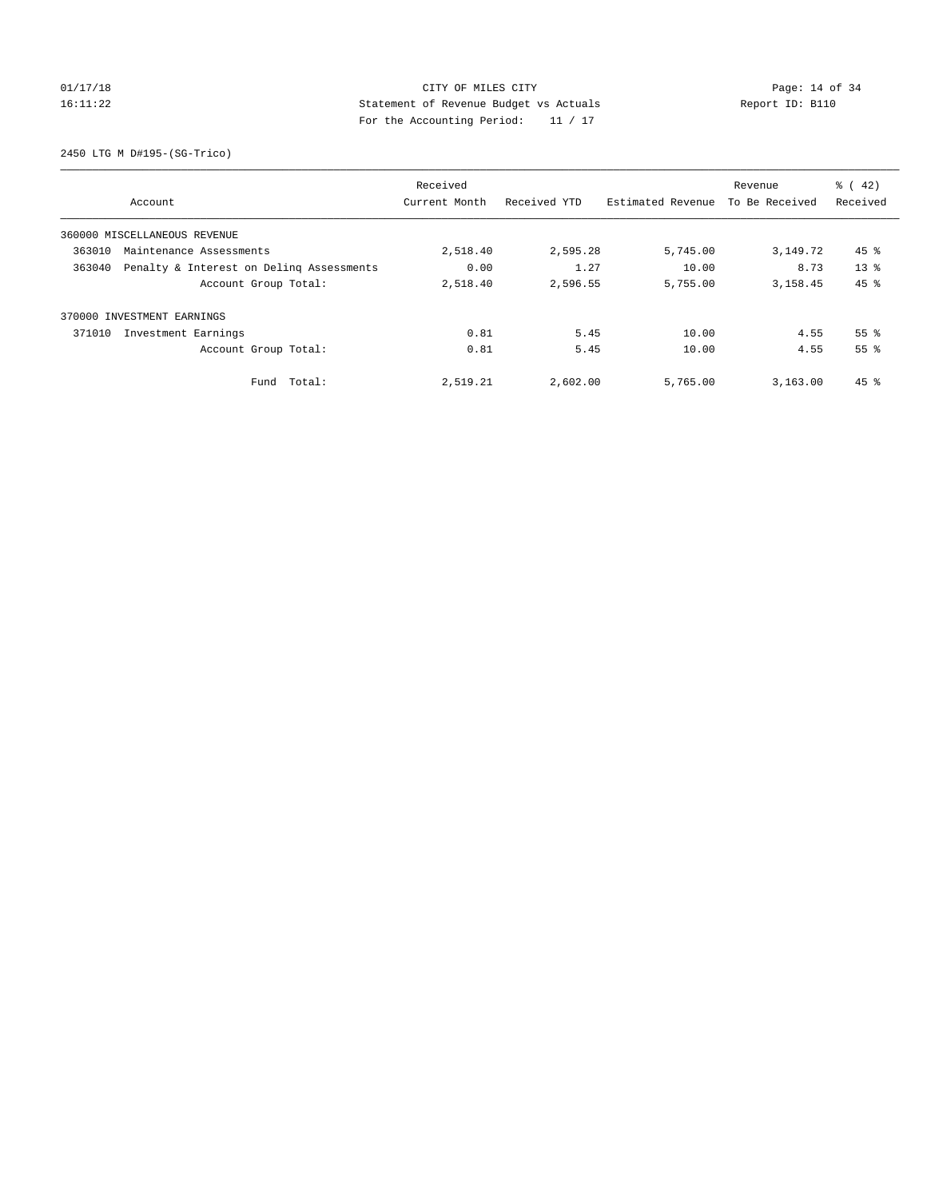CITY OF MILES CITY
Statement of Revenue Budget vs Actuals
For the Accounting Period: 11 / 17

01/17/18
16:11:22

Report ID: B110

2450 LTG M D#195-(SG-Trico)

| Account | Received Current Month | Received YTD | Estimated Revenue | Revenue To Be Received | % ( 42) Received |
|---|---|---|---|---|---|
| 360000 MISCELLANEOUS REVENUE | | | | | |
| 363010 Maintenance Assessments | 2,518.40 | 2,595.28 | 5,745.00 | 3,149.72 | 45 % |
| 363040 Penalty & Interest on Delinq Assessments | 0.00 | 1.27 | 10.00 | 8.73 | 13 % |
| Account Group Total: | 2,518.40 | 2,596.55 | 5,755.00 | 3,158.45 | 45 % |
| 370000 INVESTMENT EARNINGS | | | | | |
| 371010 Investment Earnings | 0.81 | 5.45 | 10.00 | 4.55 | 55 % |
| Account Group Total: | 0.81 | 5.45 | 10.00 | 4.55 | 55 % |
| Fund Total: | 2,519.21 | 2,602.00 | 5,765.00 | 3,163.00 | 45 % |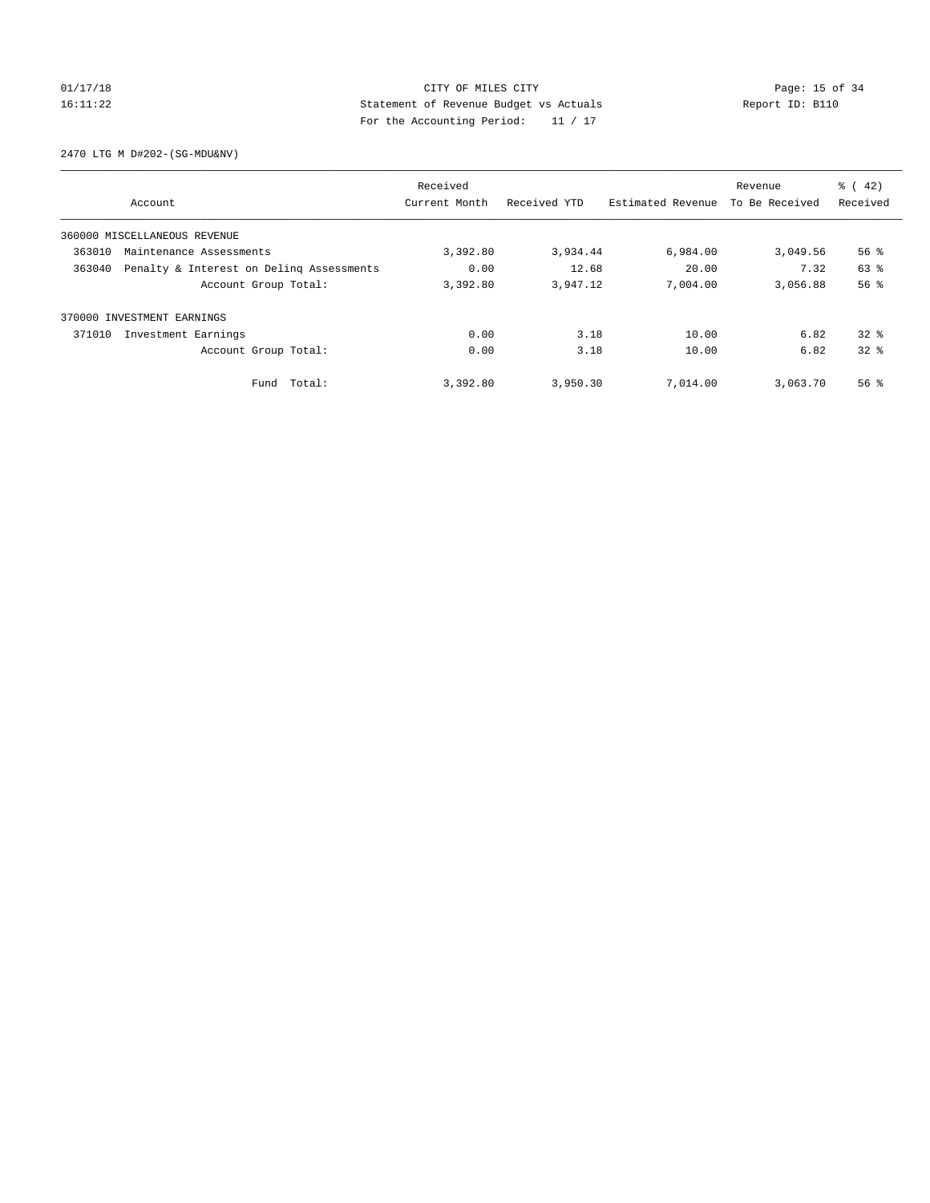CITY OF MILES CITY

Statement of Revenue Budget vs Actuals

For the Accounting Period: 11 / 17

01/17/18
16:11:22

Report ID: B110

2470 LTG M D#202-(SG-MDU&NV)

| Account | Received Current Month | Received YTD | Estimated Revenue | Revenue To Be Received | % ( 42) Received |
|---|---|---|---|---|---|
| 360000 MISCELLANEOUS REVENUE | | | | | |
| 363010 Maintenance Assessments | 3,392.80 | 3,934.44 | 6,984.00 | 3,049.56 | 56 % |
| 363040 Penalty & Interest on Delinq Assessments | 0.00 | 12.68 | 20.00 | 7.32 | 63 % |
| Account Group Total: | 3,392.80 | 3,947.12 | 7,004.00 | 3,056.88 | 56 % |
| 370000 INVESTMENT EARNINGS | | | | | |
| 371010 Investment Earnings | 0.00 | 3.18 | 10.00 | 6.82 | 32 % |
| Account Group Total: | 0.00 | 3.18 | 10.00 | 6.82 | 32 % |
| Fund Total: | 3,392.80 | 3,950.30 | 7,014.00 | 3,063.70 | 56 % |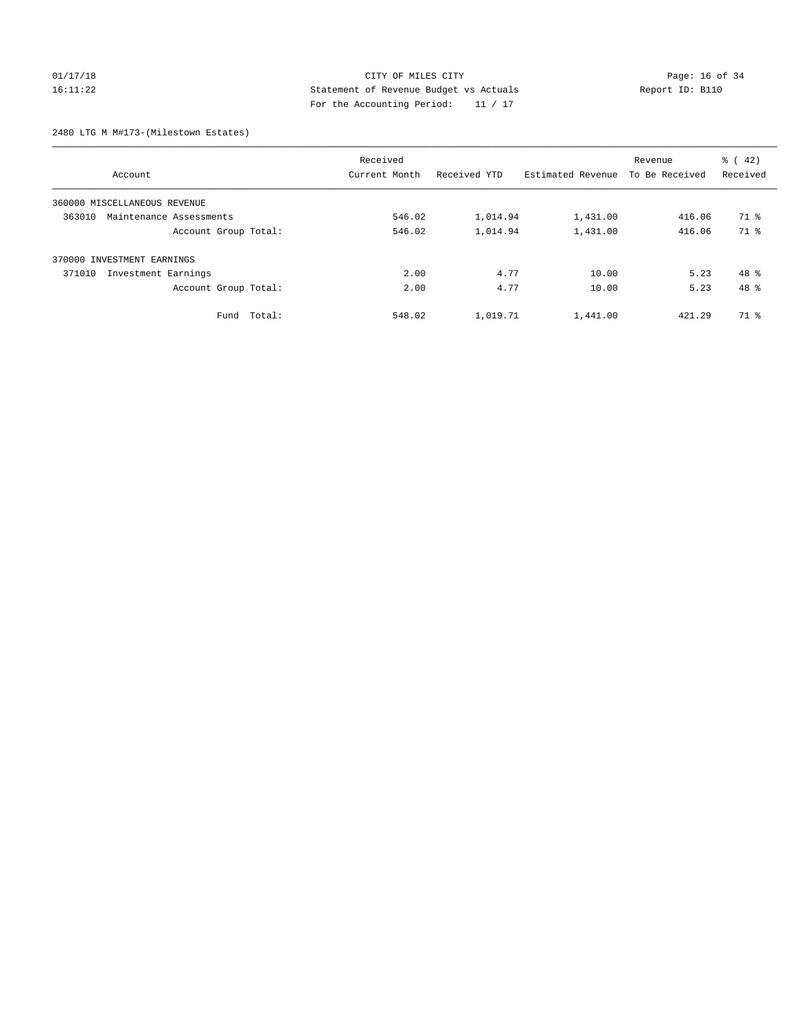CITY OF MILES CITY

Statement of Revenue Budget vs Actuals

For the Accounting Period: 11 / 17

01/17/18 16:11:22 — Report ID: B110

2480 LTG M M#173-(Milestown Estates)

| Account | Received Current Month | Received YTD | Estimated Revenue | Revenue To Be Received | % ( 42) Received |
|---|---|---|---|---|---|
| 360000 MISCELLANEOUS REVENUE | | | | | |
| 363010 Maintenance Assessments | 546.02 | 1,014.94 | 1,431.00 | 416.06 | 71 % |
| Account Group Total: | 546.02 | 1,014.94 | 1,431.00 | 416.06 | 71 % |
| 370000 INVESTMENT EARNINGS | | | | | |
| 371010 Investment Earnings | 2.00 | 4.77 | 10.00 | 5.23 | 48 % |
| Account Group Total: | 2.00 | 4.77 | 10.00 | 5.23 | 48 % |
| Fund Total: | 548.02 | 1,019.71 | 1,441.00 | 421.29 | 71 % |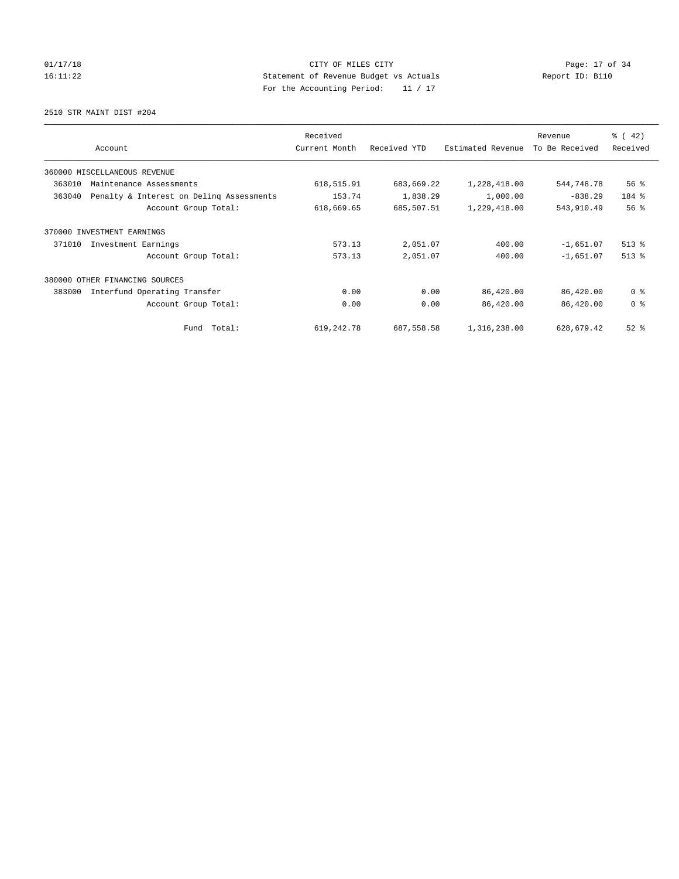CITY OF MILES CITY
Statement of Revenue Budget vs Actuals
For the Accounting Period: 11 / 17

01/17/18
16:11:22

Report ID: B110

2510 STR MAINT DIST #204

| Account | Received Current Month | Received YTD | Estimated Revenue | Revenue To Be Received | % ( 42) Received |
|---|---|---|---|---|---|
| 360000 MISCELLANEOUS REVENUE | | | | | |
| 363010 Maintenance Assessments | 618,515.91 | 683,669.22 | 1,228,418.00 | 544,748.78 | 56 % |
| 363040 Penalty & Interest on Delinq Assessments | 153.74 | 1,838.29 | 1,000.00 | -838.29 | 184 % |
| Account Group Total: | 618,669.65 | 685,507.51 | 1,229,418.00 | 543,910.49 | 56 % |
| 370000 INVESTMENT EARNINGS | | | | | |
| 371010 Investment Earnings | 573.13 | 2,051.07 | 400.00 | -1,651.07 | 513 % |
| Account Group Total: | 573.13 | 2,051.07 | 400.00 | -1,651.07 | 513 % |
| 380000 OTHER FINANCING SOURCES | | | | | |
| 383000 Interfund Operating Transfer | 0.00 | 0.00 | 86,420.00 | 86,420.00 | 0 % |
| Account Group Total: | 0.00 | 0.00 | 86,420.00 | 86,420.00 | 0 % |
| Fund Total: | 619,242.78 | 687,558.58 | 1,316,238.00 | 628,679.42 | 52 % |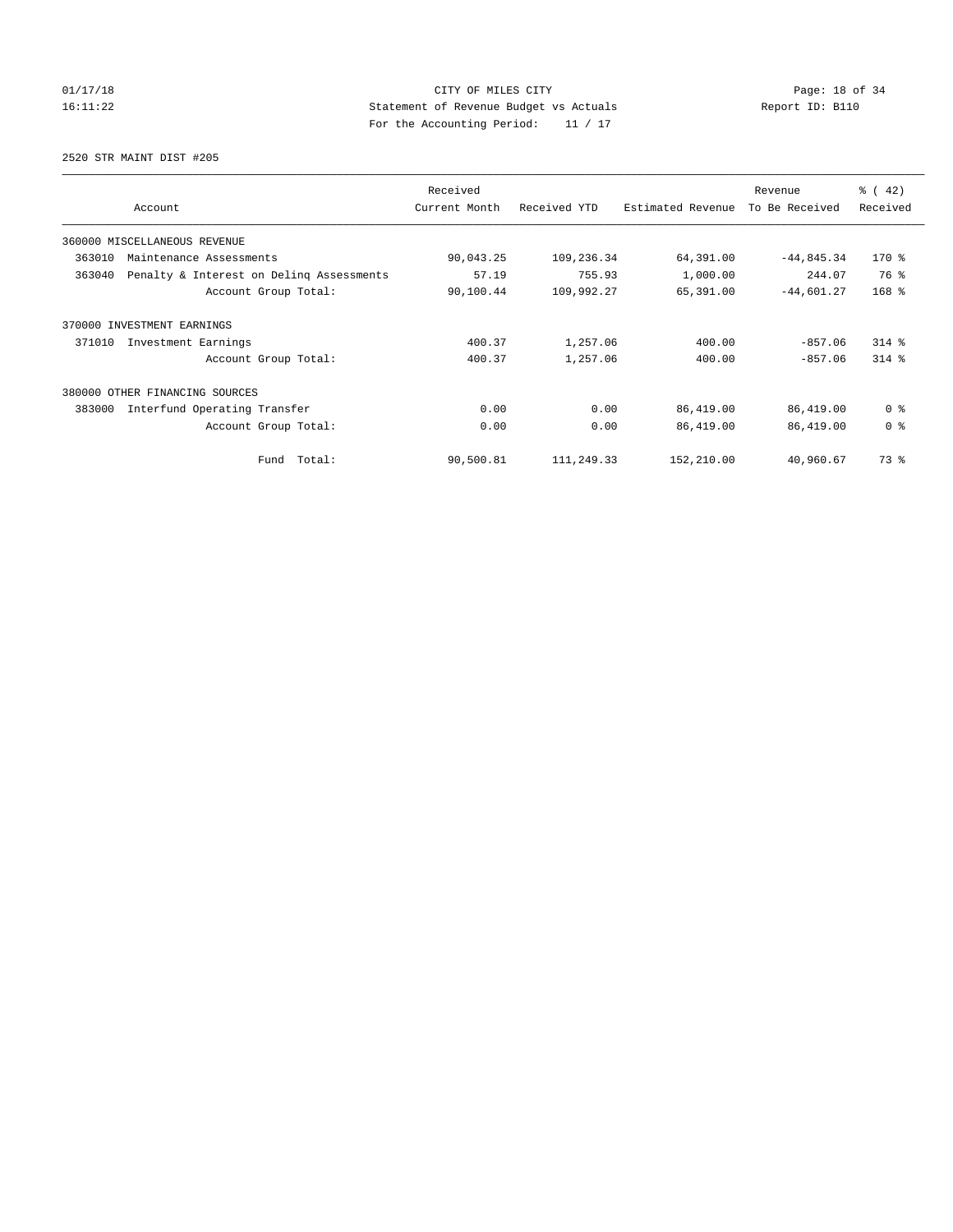CITY OF MILES CITY
Statement of Revenue Budget vs Actuals
For the Accounting Period: 11 / 17

01/17/18
16:11:22

Report ID: B110

2520 STR MAINT DIST #205

| Account | Received Current Month | Received YTD | Estimated Revenue | Revenue To Be Received | % ( 42) Received |
|---|---|---|---|---|---|
| 360000 MISCELLANEOUS REVENUE | | | | | |
| 363010 Maintenance Assessments | 90,043.25 | 109,236.34 | 64,391.00 | -44,845.34 | 170 % |
| 363040 Penalty & Interest on Delinq Assessments | 57.19 | 755.93 | 1,000.00 | 244.07 | 76 % |
| Account Group Total: | 90,100.44 | 109,992.27 | 65,391.00 | -44,601.27 | 168 % |
| 370000 INVESTMENT EARNINGS | | | | | |
| 371010 Investment Earnings | 400.37 | 1,257.06 | 400.00 | -857.06 | 314 % |
| Account Group Total: | 400.37 | 1,257.06 | 400.00 | -857.06 | 314 % |
| 380000 OTHER FINANCING SOURCES | | | | | |
| 383000 Interfund Operating Transfer | 0.00 | 0.00 | 86,419.00 | 86,419.00 | 0 % |
| Account Group Total: | 0.00 | 0.00 | 86,419.00 | 86,419.00 | 0 % |
| Fund Total: | 90,500.81 | 111,249.33 | 152,210.00 | 40,960.67 | 73 % |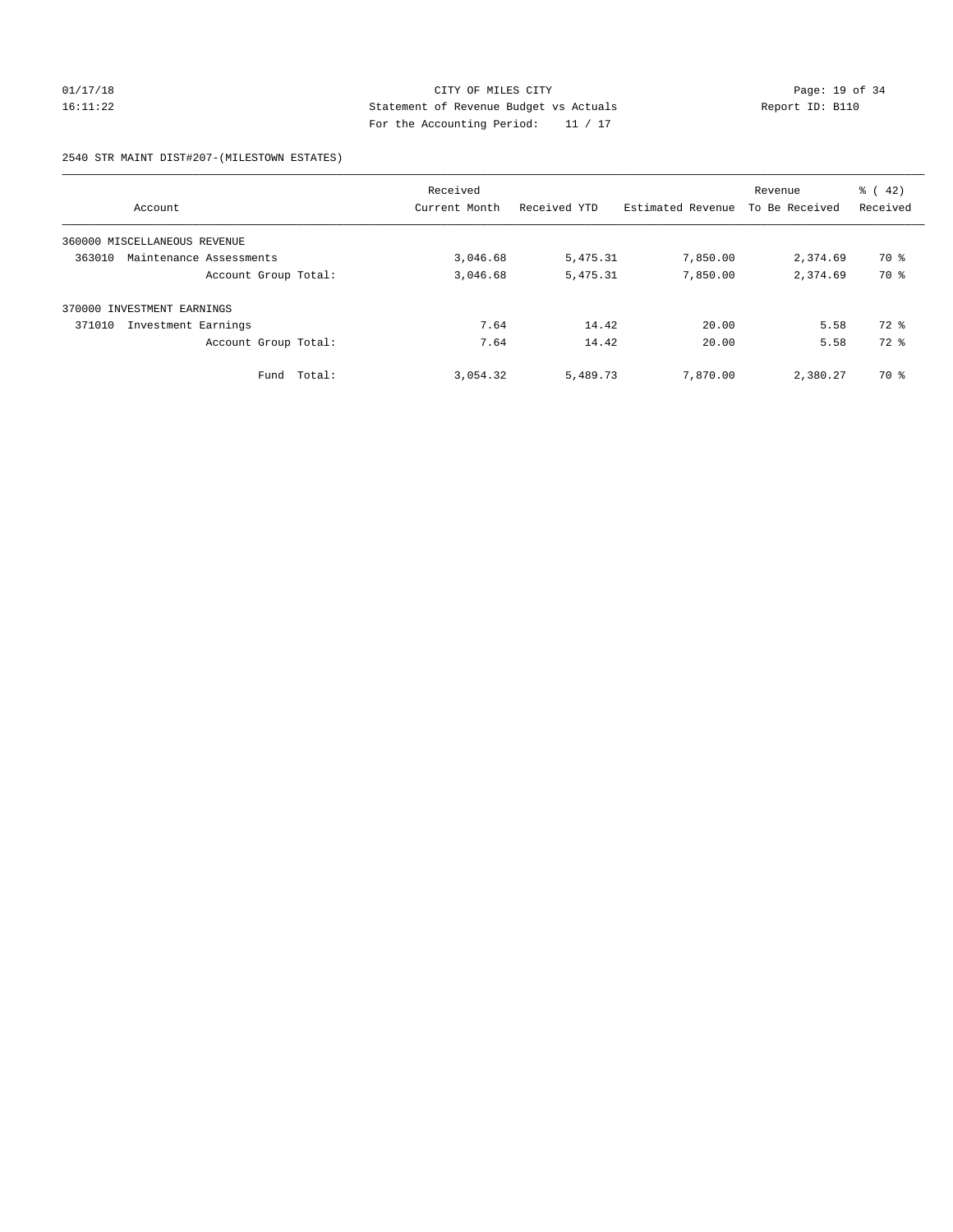CITY OF MILES CITY
Statement of Revenue Budget vs Actuals
For the Accounting Period: 11 / 17

01/17/18
16:11:22

Report ID: B110

2540 STR MAINT DIST#207-(MILESTOWN ESTATES)

| Account | Received Current Month | Received YTD | Estimated Revenue | Revenue To Be Received | % ( 42) Received |
|---|---|---|---|---|---|
| 360000 MISCELLANEOUS REVENUE | | | | | |
| 363010 Maintenance Assessments | 3,046.68 | 5,475.31 | 7,850.00 | 2,374.69 | 70 % |
| Account Group Total: | 3,046.68 | 5,475.31 | 7,850.00 | 2,374.69 | 70 % |
| 370000 INVESTMENT EARNINGS | | | | | |
| 371010 Investment Earnings | 7.64 | 14.42 | 20.00 | 5.58 | 72 % |
| Account Group Total: | 7.64 | 14.42 | 20.00 | 5.58 | 72 % |
| Fund Total: | 3,054.32 | 5,489.73 | 7,870.00 | 2,380.27 | 70 % |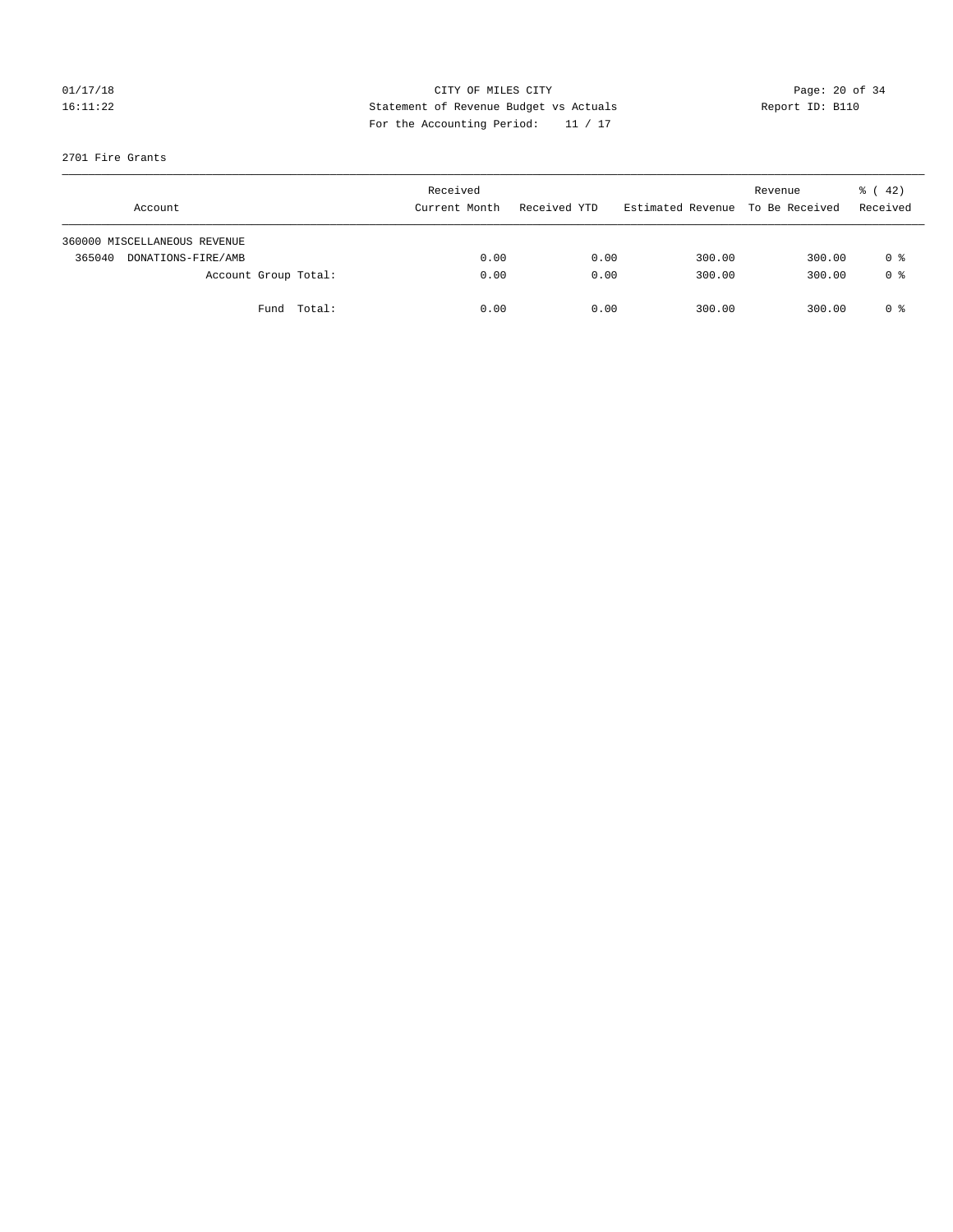CITY OF MILES CITY
Statement of Revenue Budget vs Actuals
For the Accounting Period: 11 / 17

01/17/18
16:11:22

Report ID: B110

2701 Fire Grants

| Account | Received Current Month | Received YTD | Estimated Revenue | Revenue To Be Received | % ( 42) Received |
|---|---|---|---|---|---|
| 360000 MISCELLANEOUS REVENUE | | | | | |
| 365040 DONATIONS-FIRE/AMB | 0.00 | 0.00 | 300.00 | 300.00 | 0 % |
| Account Group Total: | 0.00 | 0.00 | 300.00 | 300.00 | 0 % |
| Fund Total: | 0.00 | 0.00 | 300.00 | 300.00 | 0 % |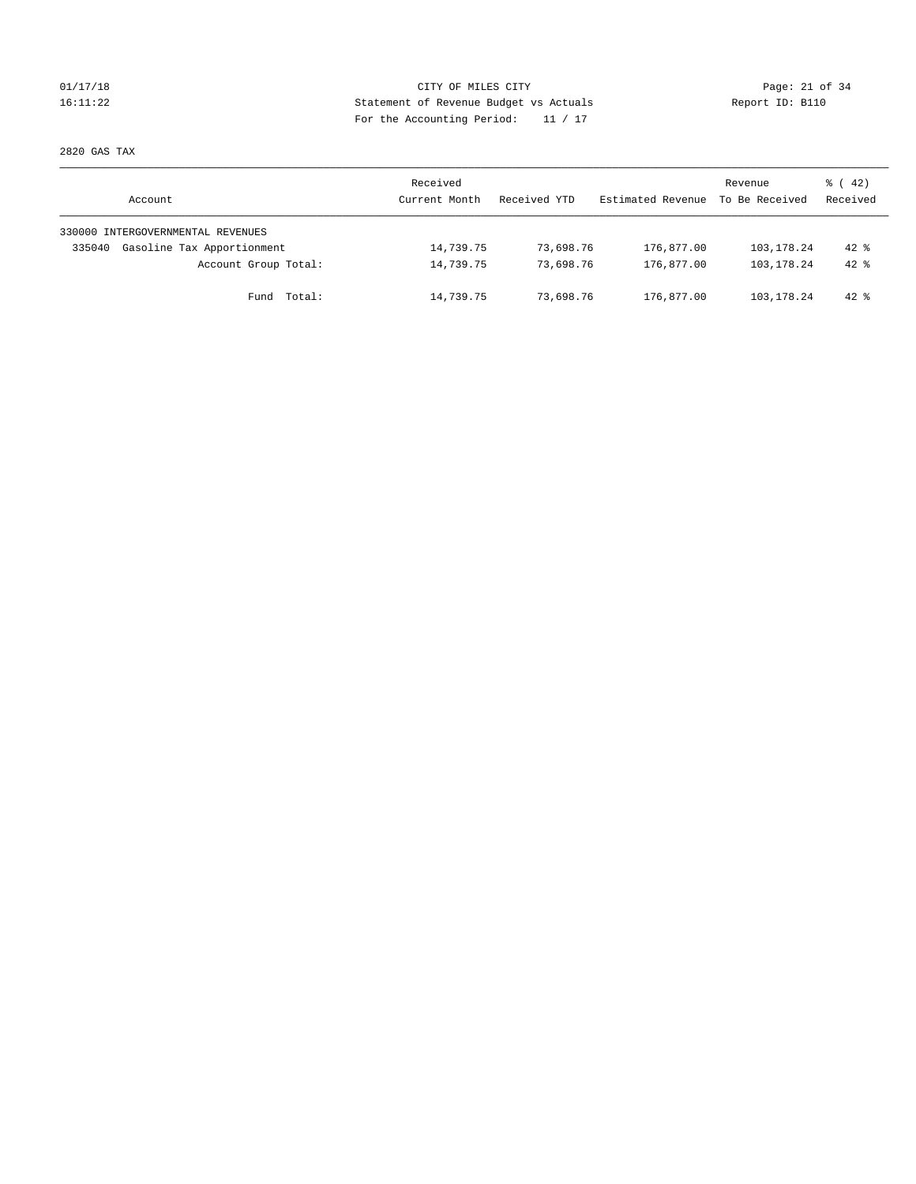CITY OF MILES CITY
Statement of Revenue Budget vs Actuals
For the Accounting Period: 11 / 17

01/17/18
16:11:22

Report ID: B110

2820 GAS TAX

| Account | Received Current Month | Received YTD | Estimated Revenue | Revenue To Be Received | % ( 42) Received |
|---|---|---|---|---|---|
| 330000 INTERGOVERNMENTAL REVENUES | | | | | |
| 335040 Gasoline Tax Apportionment | 14,739.75 | 73,698.76 | 176,877.00 | 103,178.24 | 42 % |
| Account Group Total: | 14,739.75 | 73,698.76 | 176,877.00 | 103,178.24 | 42 % |
| Fund Total: | 14,739.75 | 73,698.76 | 176,877.00 | 103,178.24 | 42 % |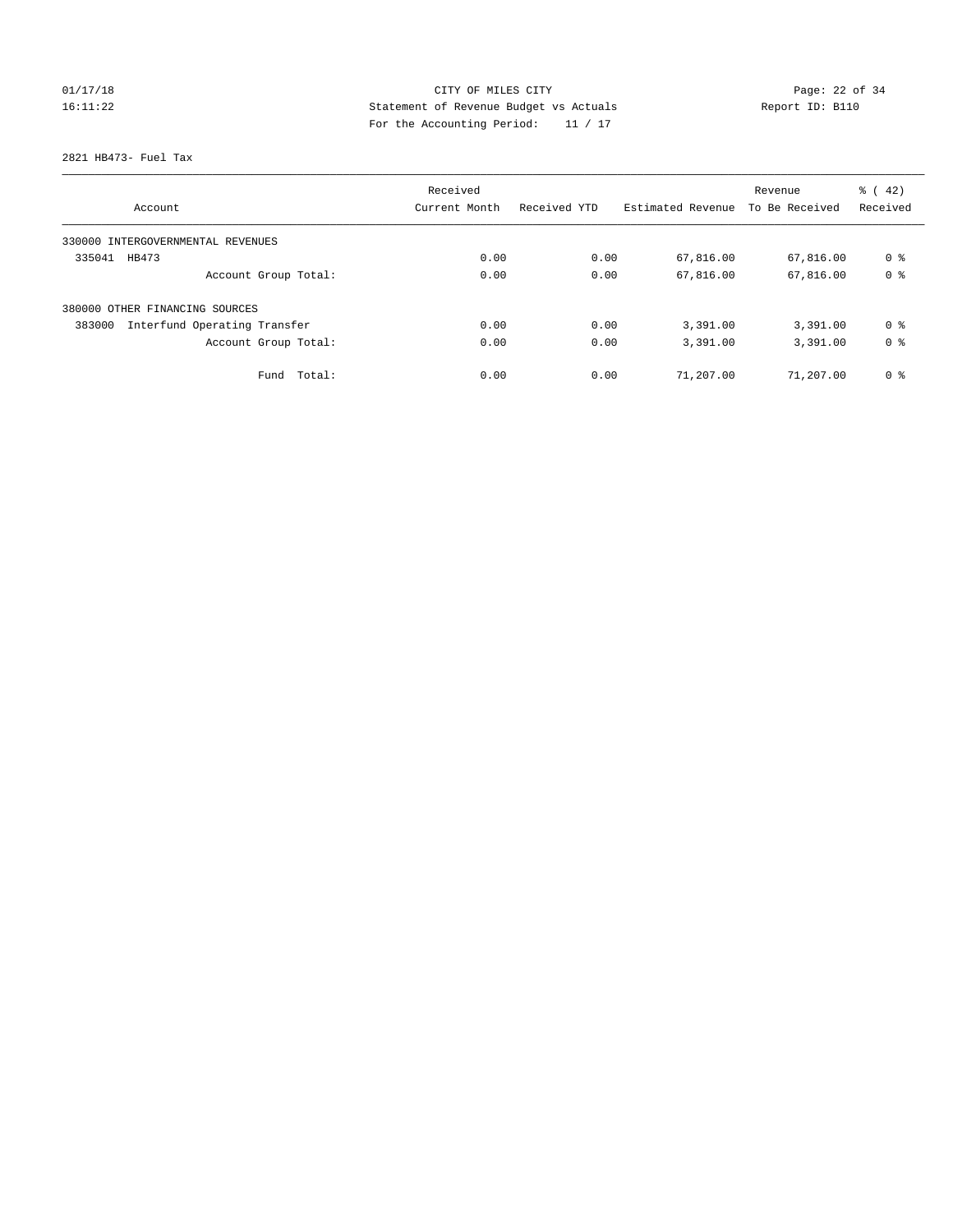CITY OF MILES CITY
Statement of Revenue Budget vs Actuals
For the Accounting Period: 11 / 17

01/17/18
16:11:22

Report ID: B110

2821 HB473- Fuel Tax

| Account | Received Current Month | Received YTD | Estimated Revenue | Revenue To Be Received | % ( 42) Received |
|---|---|---|---|---|---|
| 330000 INTERGOVERNMENTAL REVENUES | | | | | |
| 335041 HB473 | 0.00 | 0.00 | 67,816.00 | 67,816.00 | 0 % |
| Account Group Total: | 0.00 | 0.00 | 67,816.00 | 67,816.00 | 0 % |
| 380000 OTHER FINANCING SOURCES | | | | | |
| 383000 Interfund Operating Transfer | 0.00 | 0.00 | 3,391.00 | 3,391.00 | 0 % |
| Account Group Total: | 0.00 | 0.00 | 3,391.00 | 3,391.00 | 0 % |
| Fund Total: | 0.00 | 0.00 | 71,207.00 | 71,207.00 | 0 % |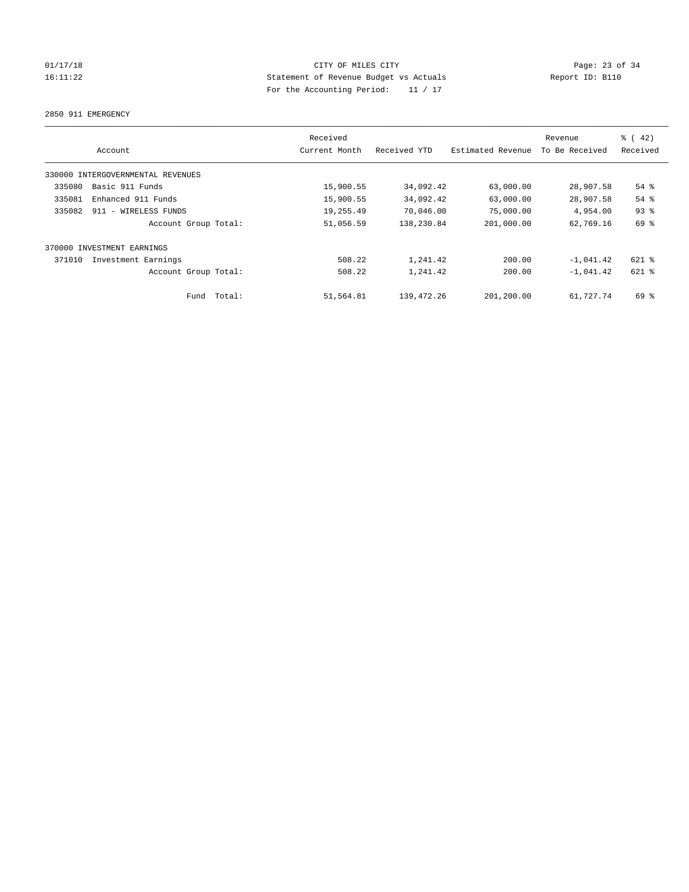CITY OF MILES CITY
Statement of Revenue Budget vs Actuals
For the Accounting Period: 11 / 17

01/17/18
16:11:22
Report ID: B110

2850 911 EMERGENCY

| Account | Received Current Month | Received YTD | Estimated Revenue | Revenue To Be Received | % ( 42) Received |
|---|---|---|---|---|---|
| 330000 INTERGOVERNMENTAL REVENUES | | | | | |
| 335080 Basic 911 Funds | 15,900.55 | 34,092.42 | 63,000.00 | 28,907.58 | 54 % |
| 335081 Enhanced 911 Funds | 15,900.55 | 34,092.42 | 63,000.00 | 28,907.58 | 54 % |
| 335082 911 - WIRELESS FUNDS | 19,255.49 | 70,046.00 | 75,000.00 | 4,954.00 | 93 % |
| Account Group Total: | 51,056.59 | 138,230.84 | 201,000.00 | 62,769.16 | 69 % |
| 370000 INVESTMENT EARNINGS | | | | | |
| 371010 Investment Earnings | 508.22 | 1,241.42 | 200.00 | -1,041.42 | 621 % |
| Account Group Total: | 508.22 | 1,241.42 | 200.00 | -1,041.42 | 621 % |
| Fund Total: | 51,564.81 | 139,472.26 | 201,200.00 | 61,727.74 | 69 % |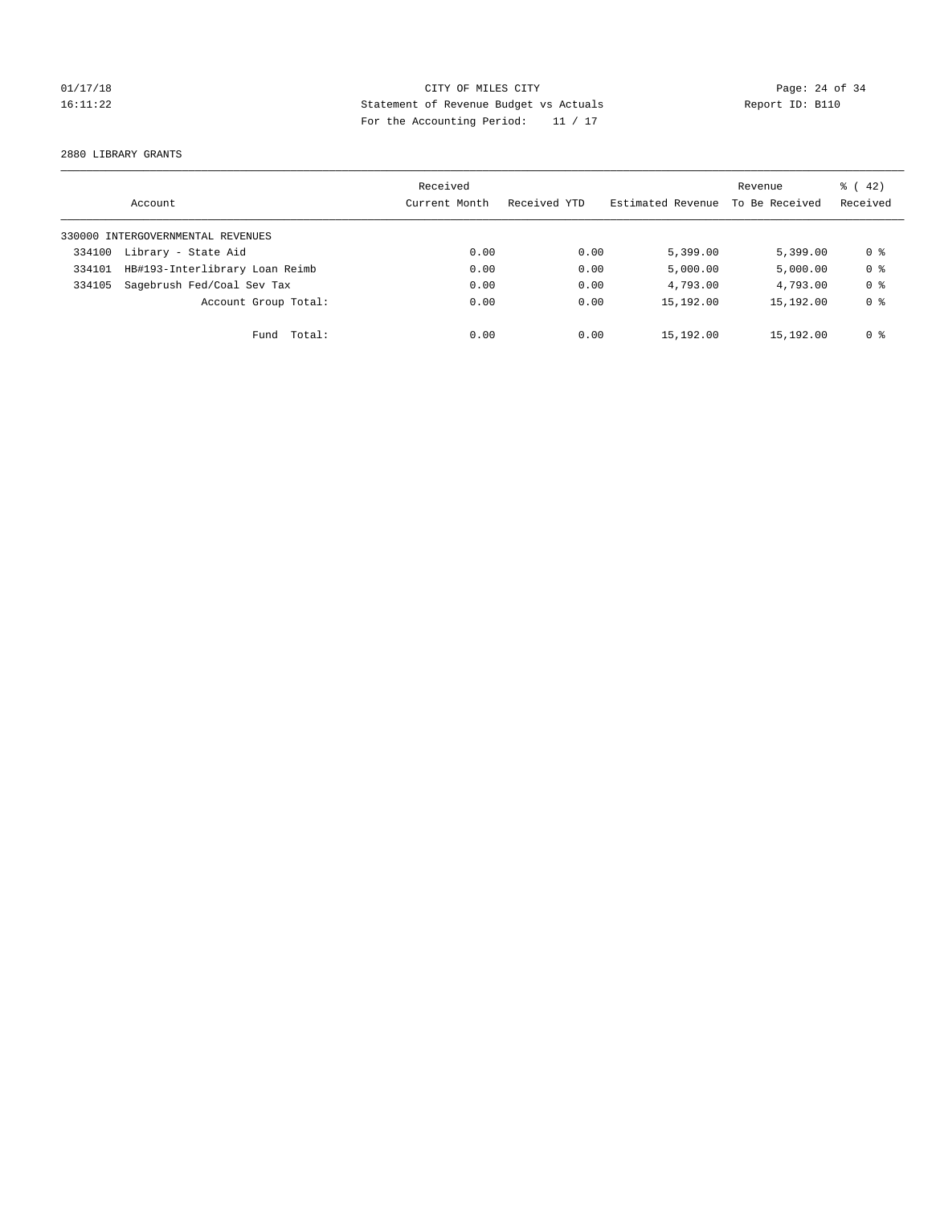CITY OF MILES CITY
Statement of Revenue Budget vs Actuals
For the Accounting Period: 11 / 17

01/17/18
16:11:22

Report ID: B110

2880 LIBRARY GRANTS

| Account | Received Current Month | Received YTD | Estimated Revenue | Revenue To Be Received | % ( 42) Received |
|---|---|---|---|---|---|
| 330000 INTERGOVERNMENTAL REVENUES | | | | | |
| 334100 Library - State Aid | 0.00 | 0.00 | 5,399.00 | 5,399.00 | 0 % |
| 334101 HB#193-Interlibrary Loan Reimb | 0.00 | 0.00 | 5,000.00 | 5,000.00 | 0 % |
| 334105 Sagebrush Fed/Coal Sev Tax | 0.00 | 0.00 | 4,793.00 | 4,793.00 | 0 % |
| Account Group Total: | 0.00 | 0.00 | 15,192.00 | 15,192.00 | 0 % |
| Fund Total: | 0.00 | 0.00 | 15,192.00 | 15,192.00 | 0 % |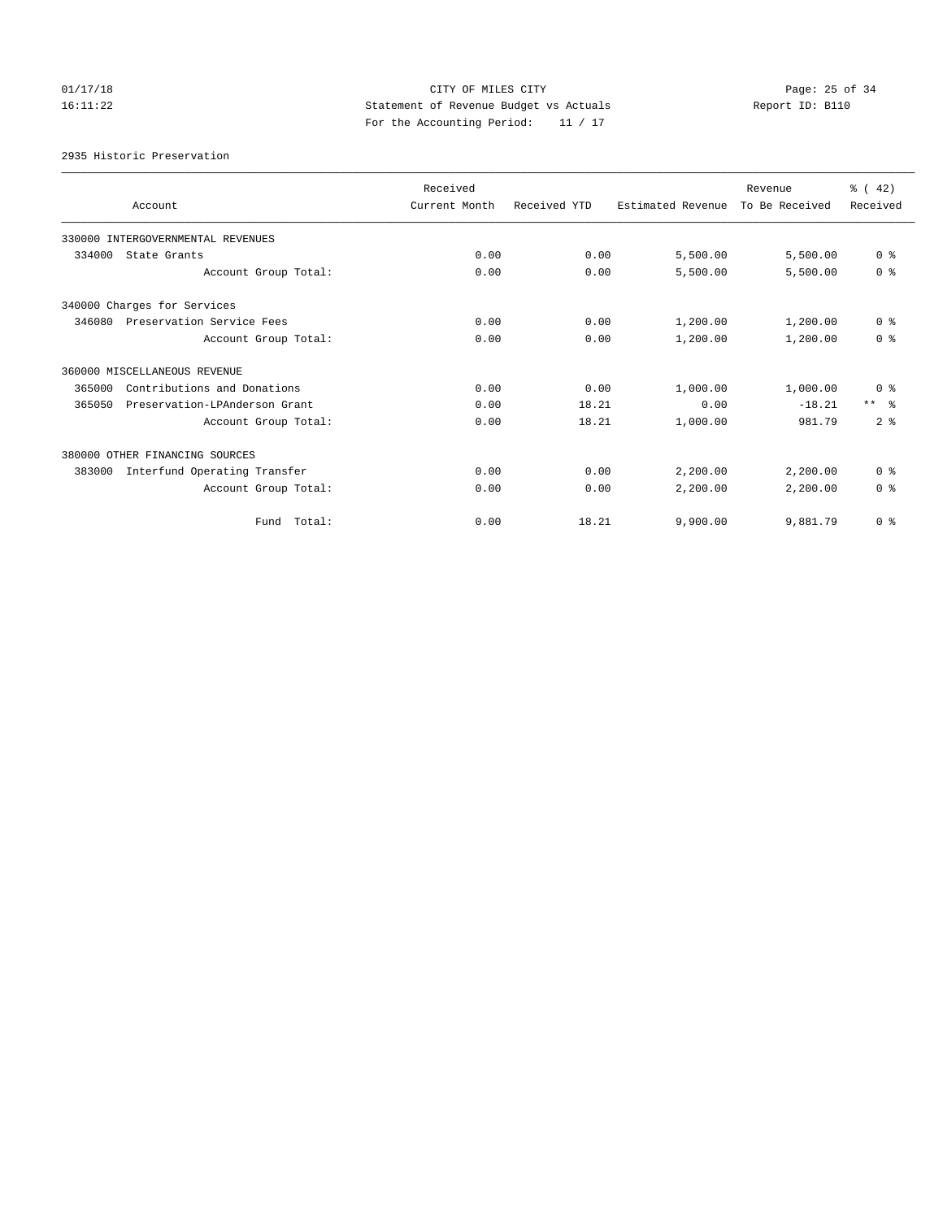CITY OF MILES CITY
Statement of Revenue Budget vs Actuals
For the Accounting Period: 11 / 17

01/17/18
16:11:22

Report ID: B110

2935 Historic Preservation

| Account | Received Current Month | Received YTD | Estimated Revenue | Revenue To Be Received | % ( 42) Received |
|---|---|---|---|---|---|
| 330000 INTERGOVERNMENTAL REVENUES | | | | | |
| 334000 State Grants | 0.00 | 0.00 | 5,500.00 | 5,500.00 | 0 % |
| Account Group Total: | 0.00 | 0.00 | 5,500.00 | 5,500.00 | 0 % |
| 340000 Charges for Services | | | | | |
| 346080 Preservation Service Fees | 0.00 | 0.00 | 1,200.00 | 1,200.00 | 0 % |
| Account Group Total: | 0.00 | 0.00 | 1,200.00 | 1,200.00 | 0 % |
| 360000 MISCELLANEOUS REVENUE | | | | | |
| 365000 Contributions and Donations | 0.00 | 0.00 | 1,000.00 | 1,000.00 | 0 % |
| 365050 Preservation-LPAnderson Grant | 0.00 | 18.21 | 0.00 | -18.21 | ** % |
| Account Group Total: | 0.00 | 18.21 | 1,000.00 | 981.79 | 2 % |
| 380000 OTHER FINANCING SOURCES | | | | | |
| 383000 Interfund Operating Transfer | 0.00 | 0.00 | 2,200.00 | 2,200.00 | 0 % |
| Account Group Total: | 0.00 | 0.00 | 2,200.00 | 2,200.00 | 0 % |
| Fund Total: | 0.00 | 18.21 | 9,900.00 | 9,881.79 | 0 % |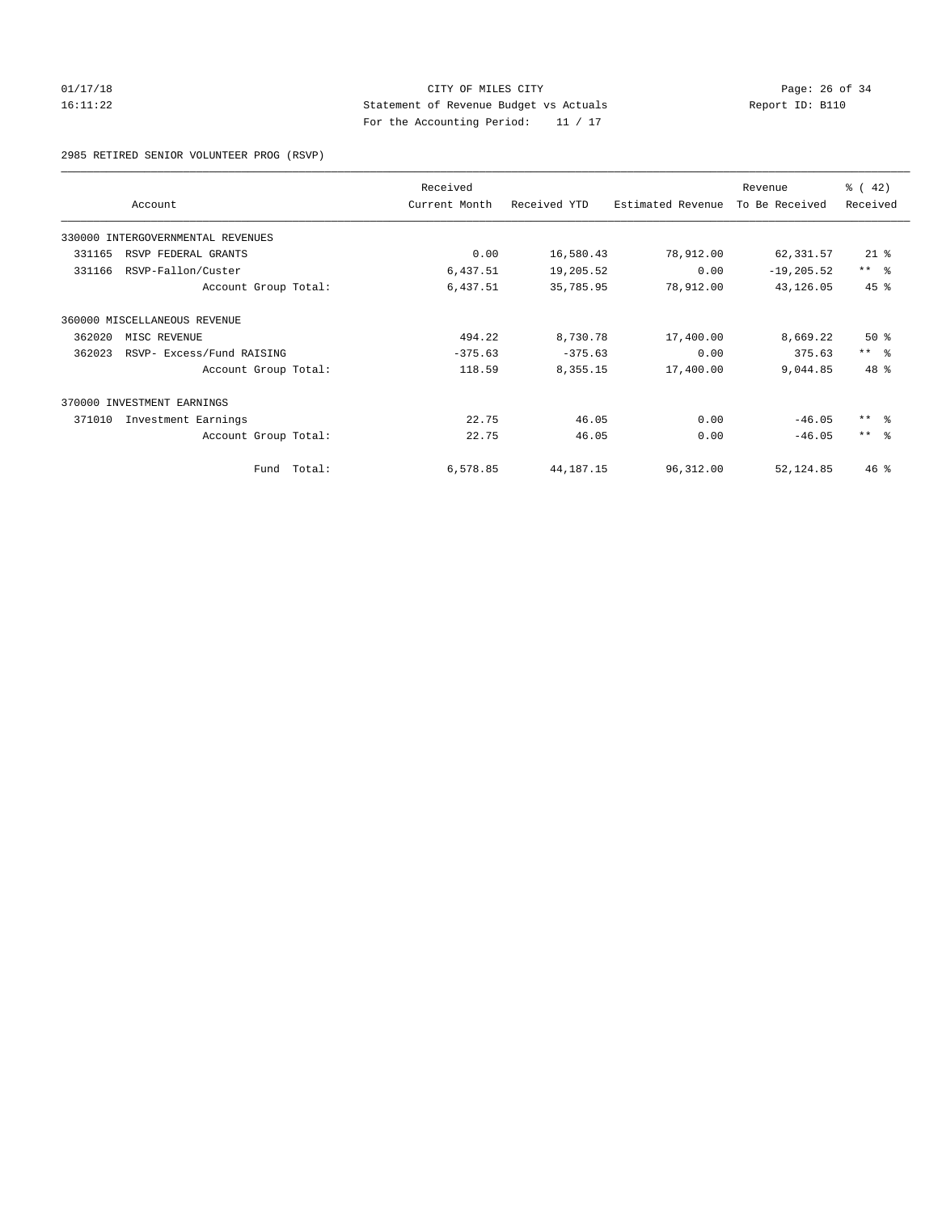CITY OF MILES CITY
Statement of Revenue Budget vs Actuals
For the Accounting Period: 11 / 17

01/17/18
16:11:22

Report ID: B110

2985 RETIRED SENIOR VOLUNTEER PROG (RSVP)

| Account | Received Current Month | Received YTD | Estimated Revenue | Revenue To Be Received | % ( 42) Received |
|---|---|---|---|---|---|
| 330000 INTERGOVERNMENTAL REVENUES | | | | | |
| 331165 RSVP FEDERAL GRANTS | 0.00 | 16,580.43 | 78,912.00 | 62,331.57 | 21 % |
| 331166 RSVP-Fallon/Custer | 6,437.51 | 19,205.52 | 0.00 | -19,205.52 | ** % |
| Account Group Total: | 6,437.51 | 35,785.95 | 78,912.00 | 43,126.05 | 45 % |
| 360000 MISCELLANEOUS REVENUE | | | | | |
| 362020 MISC REVENUE | 494.22 | 8,730.78 | 17,400.00 | 8,669.22 | 50 % |
| 362023 RSVP- Excess/Fund RAISING | -375.63 | -375.63 | 0.00 | 375.63 | ** % |
| Account Group Total: | 118.59 | 8,355.15 | 17,400.00 | 9,044.85 | 48 % |
| 370000 INVESTMENT EARNINGS | | | | | |
| 371010 Investment Earnings | 22.75 | 46.05 | 0.00 | -46.05 | ** % |
| Account Group Total: | 22.75 | 46.05 | 0.00 | -46.05 | ** % |
| Fund Total: | 6,578.85 | 44,187.15 | 96,312.00 | 52,124.85 | 46 % |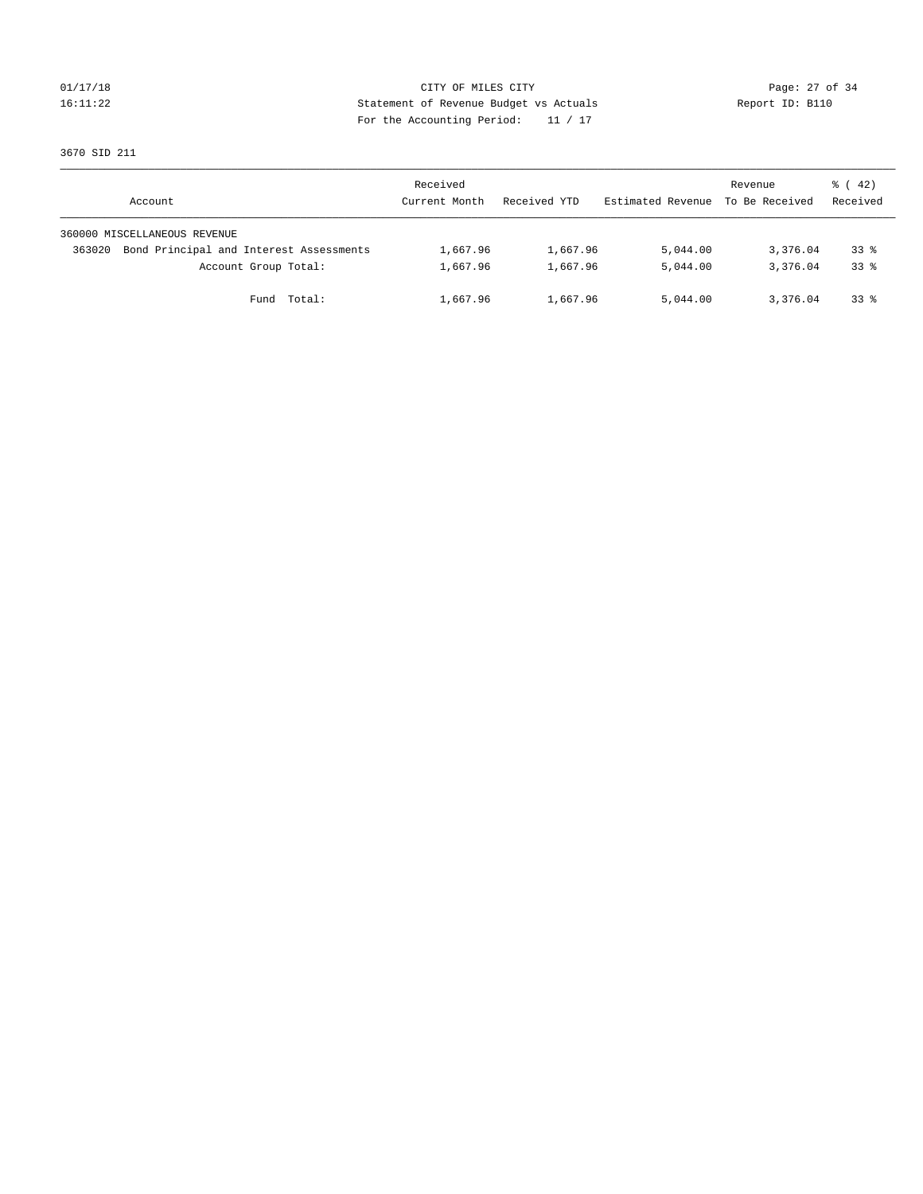01/17/18 CITY OF MILES CITY
16:11:22 Statement of Revenue Budget vs Actuals Report ID: B110
For the Accounting Period: 11 / 17

3670 SID 211

| Account | Received Current Month | Received YTD | Estimated Revenue | Revenue To Be Received | % ( 42) Received |
|---|---|---|---|---|---|
| 360000 MISCELLANEOUS REVENUE | | | | | |
| 363020 Bond Principal and Interest Assessments | 1,667.96 | 1,667.96 | 5,044.00 | 3,376.04 | 33 % |
| Account Group Total: | 1,667.96 | 1,667.96 | 5,044.00 | 3,376.04 | 33 % |
| Fund Total: | 1,667.96 | 1,667.96 | 5,044.00 | 3,376.04 | 33 % |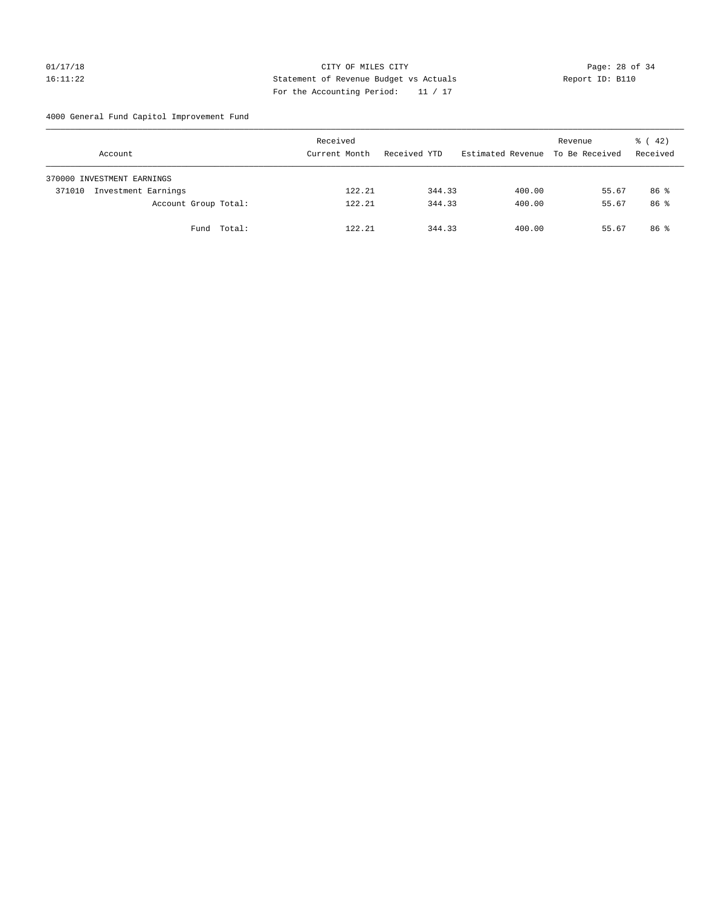CITY OF MILES CITY

Statement of Revenue Budget vs Actuals

For the Accounting Period: 11 / 17

01/17/18 16:11:22 Report ID: B110

4000 General Fund Capitol Improvement Fund

| Account | Received Current Month | Received YTD | Estimated Revenue | Revenue To Be Received | % ( 42) Received |
|---|---|---|---|---|---|
| 370000 INVESTMENT EARNINGS | | | | | |
| 371010 Investment Earnings | 122.21 | 344.33 | 400.00 | 55.67 | 86 % |
| Account Group Total: | 122.21 | 344.33 | 400.00 | 55.67 | 86 % |
| Fund Total: | 122.21 | 344.33 | 400.00 | 55.67 | 86 % |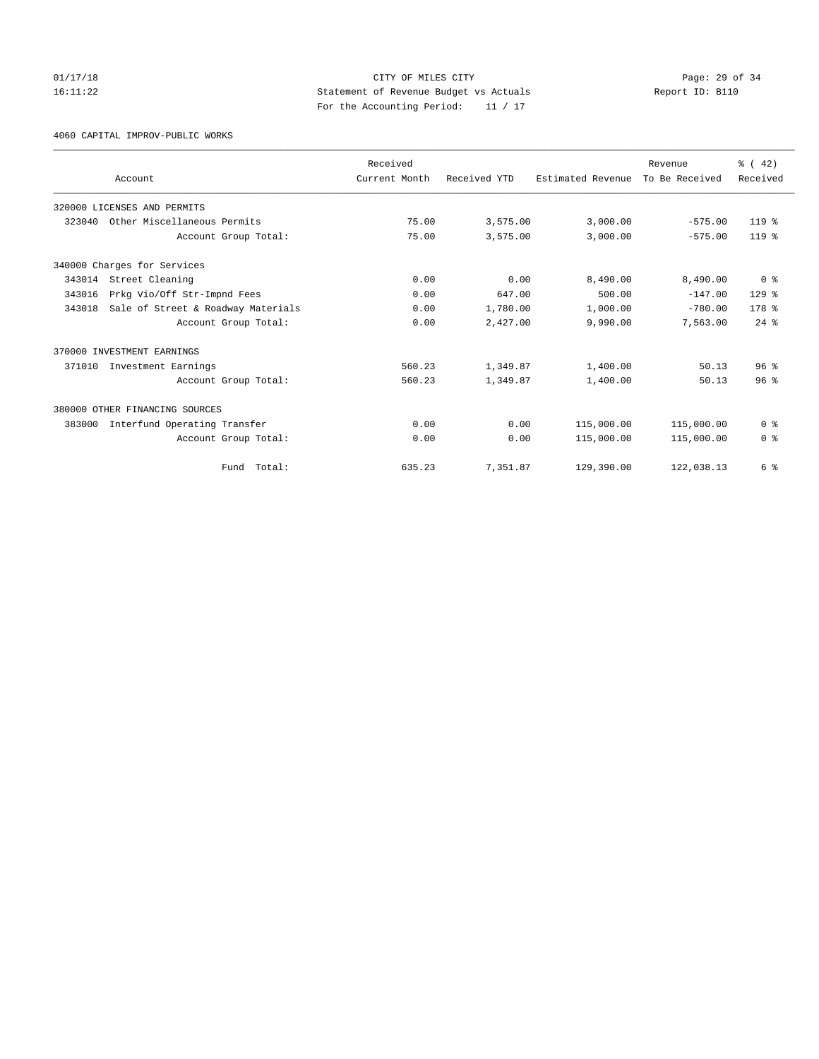CITY OF MILES CITY
Statement of Revenue Budget vs Actuals
For the Accounting Period: 11 / 17

01/17/18
16:11:22

Report ID: B110

4060 CAPITAL IMPROV-PUBLIC WORKS

| Account | Received Current Month | Received YTD | Estimated Revenue | Revenue To Be Received | % ( 42) Received |
|---|---|---|---|---|---|
| 320000 LICENSES AND PERMITS | | | | | |
| 323040 Other Miscellaneous Permits | 75.00 | 3,575.00 | 3,000.00 | -575.00 | 119 % |
| Account Group Total: | 75.00 | 3,575.00 | 3,000.00 | -575.00 | 119 % |
| 340000 Charges for Services | | | | | |
| 343014 Street Cleaning | 0.00 | 0.00 | 8,490.00 | 8,490.00 | 0 % |
| 343016 Prkg Vio/Off Str-Impnd Fees | 0.00 | 647.00 | 500.00 | -147.00 | 129 % |
| 343018 Sale of Street & Roadway Materials | 0.00 | 1,780.00 | 1,000.00 | -780.00 | 178 % |
| Account Group Total: | 0.00 | 2,427.00 | 9,990.00 | 7,563.00 | 24 % |
| 370000 INVESTMENT EARNINGS | | | | | |
| 371010 Investment Earnings | 560.23 | 1,349.87 | 1,400.00 | 50.13 | 96 % |
| Account Group Total: | 560.23 | 1,349.87 | 1,400.00 | 50.13 | 96 % |
| 380000 OTHER FINANCING SOURCES | | | | | |
| 383000 Interfund Operating Transfer | 0.00 | 0.00 | 115,000.00 | 115,000.00 | 0 % |
| Account Group Total: | 0.00 | 0.00 | 115,000.00 | 115,000.00 | 0 % |
| Fund Total: | 635.23 | 7,351.87 | 129,390.00 | 122,038.13 | 6 % |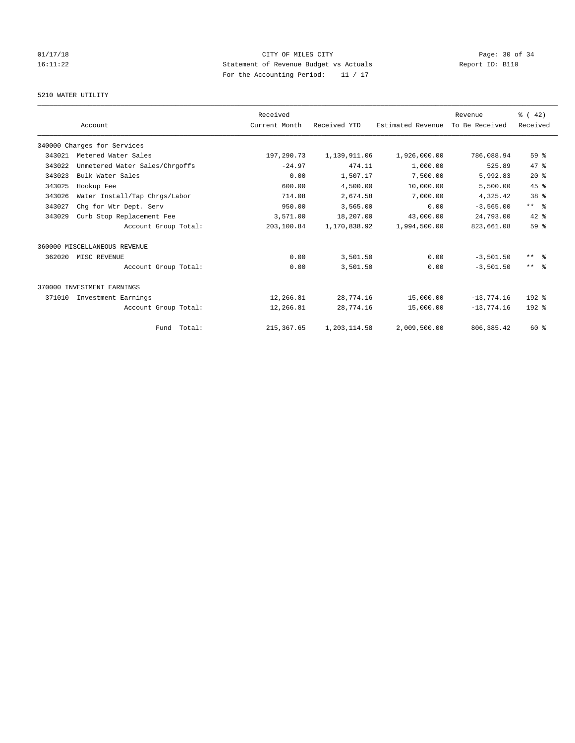CITY OF MILES CITY
Statement of Revenue Budget vs Actuals
For the Accounting Period: 11 / 17

01/17/18
16:11:22

Report ID: B110

5210 WATER UTILITY

| Account | | Received Current Month | Received YTD | Estimated Revenue | Revenue To Be Received | % ( 42) Received |
|---|---|---|---|---|---|---|
| 340000 Charges for Services | | | | | | |
| 343021 | Metered Water Sales | 197,290.73 | 1,139,911.06 | 1,926,000.00 | 786,088.94 | 59 % |
| 343022 | Unmetered Water Sales/Chrgoffs | -24.97 | 474.11 | 1,000.00 | 525.89 | 47 % |
| 343023 | Bulk Water Sales | 0.00 | 1,507.17 | 7,500.00 | 5,992.83 | 20 % |
| 343025 | Hookup Fee | 600.00 | 4,500.00 | 10,000.00 | 5,500.00 | 45 % |
| 343026 | Water Install/Tap Chrgs/Labor | 714.08 | 2,674.58 | 7,000.00 | 4,325.42 | 38 % |
| 343027 | Chg for Wtr Dept. Serv | 950.00 | 3,565.00 | 0.00 | -3,565.00 | ** % |
| 343029 | Curb Stop Replacement Fee | 3,571.00 | 18,207.00 | 43,000.00 | 24,793.00 | 42 % |
| | Account Group Total: | 203,100.84 | 1,170,838.92 | 1,994,500.00 | 823,661.08 | 59 % |
| 360000 MISCELLANEOUS REVENUE | | | | | | |
| 362020 | MISC REVENUE | 0.00 | 3,501.50 | 0.00 | -3,501.50 | ** % |
| | Account Group Total: | 0.00 | 3,501.50 | 0.00 | -3,501.50 | ** % |
| 370000 INVESTMENT EARNINGS | | | | | | |
| 371010 | Investment Earnings | 12,266.81 | 28,774.16 | 15,000.00 | -13,774.16 | 192 % |
| | Account Group Total: | 12,266.81 | 28,774.16 | 15,000.00 | -13,774.16 | 192 % |
| | Fund Total: | 215,367.65 | 1,203,114.58 | 2,009,500.00 | 806,385.42 | 60 % |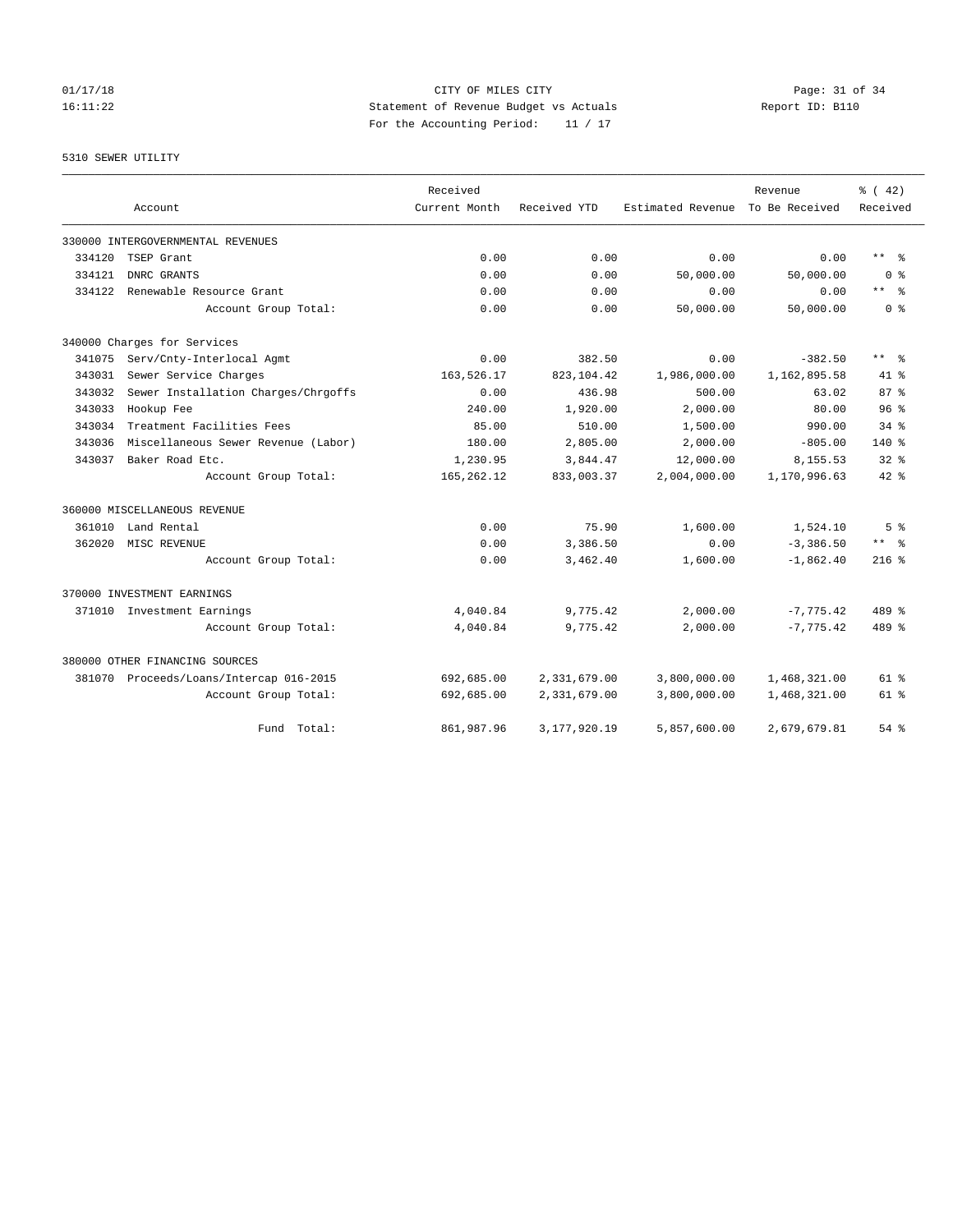CITY OF MILES CITY
Statement of Revenue Budget vs Actuals
For the Accounting Period: 11 / 17

01/17/18 16:11:22 Report ID: B110

5310 SEWER UTILITY

| Account | | Received Current Month | Received YTD | Estimated Revenue | Revenue To Be Received | % ( 42) Received |
|---|---|---|---|---|---|---|
| 330000 INTERGOVERNMENTAL REVENUES | | | | | | |
| 334120 | TSEP Grant | 0.00 | 0.00 | 0.00 | 0.00 | ** % |
| 334121 | DNRC GRANTS | 0.00 | 0.00 | 50,000.00 | 50,000.00 | 0 % |
| 334122 | Renewable Resource Grant | 0.00 | 0.00 | 0.00 | 0.00 | ** % |
| | Account Group Total: | 0.00 | 0.00 | 50,000.00 | 50,000.00 | 0 % |
| 340000 Charges for Services | | | | | | |
| 341075 | Serv/Cnty-Interlocal Agmt | 0.00 | 382.50 | 0.00 | -382.50 | ** % |
| 343031 | Sewer Service Charges | 163,526.17 | 823,104.42 | 1,986,000.00 | 1,162,895.58 | 41 % |
| 343032 | Sewer Installation Charges/Chrgoffs | 0.00 | 436.98 | 500.00 | 63.02 | 87 % |
| 343033 | Hookup Fee | 240.00 | 1,920.00 | 2,000.00 | 80.00 | 96 % |
| 343034 | Treatment Facilities Fees | 85.00 | 510.00 | 1,500.00 | 990.00 | 34 % |
| 343036 | Miscellaneous Sewer Revenue (Labor) | 180.00 | 2,805.00 | 2,000.00 | -805.00 | 140 % |
| 343037 | Baker Road Etc. | 1,230.95 | 3,844.47 | 12,000.00 | 8,155.53 | 32 % |
| | Account Group Total: | 165,262.12 | 833,003.37 | 2,004,000.00 | 1,170,996.63 | 42 % |
| 360000 MISCELLANEOUS REVENUE | | | | | | |
| 361010 | Land Rental | 0.00 | 75.90 | 1,600.00 | 1,524.10 | 5 % |
| 362020 | MISC REVENUE | 0.00 | 3,386.50 | 0.00 | -3,386.50 | ** % |
| | Account Group Total: | 0.00 | 3,462.40 | 1,600.00 | -1,862.40 | 216 % |
| 370000 INVESTMENT EARNINGS | | | | | | |
| 371010 | Investment Earnings | 4,040.84 | 9,775.42 | 2,000.00 | -7,775.42 | 489 % |
| | Account Group Total: | 4,040.84 | 9,775.42 | 2,000.00 | -7,775.42 | 489 % |
| 380000 OTHER FINANCING SOURCES | | | | | | |
| 381070 | Proceeds/Loans/Intercap 016-2015 | 692,685.00 | 2,331,679.00 | 3,800,000.00 | 1,468,321.00 | 61 % |
| | Account Group Total: | 692,685.00 | 2,331,679.00 | 3,800,000.00 | 1,468,321.00 | 61 % |
| | Fund Total: | 861,987.96 | 3,177,920.19 | 5,857,600.00 | 2,679,679.81 | 54 % |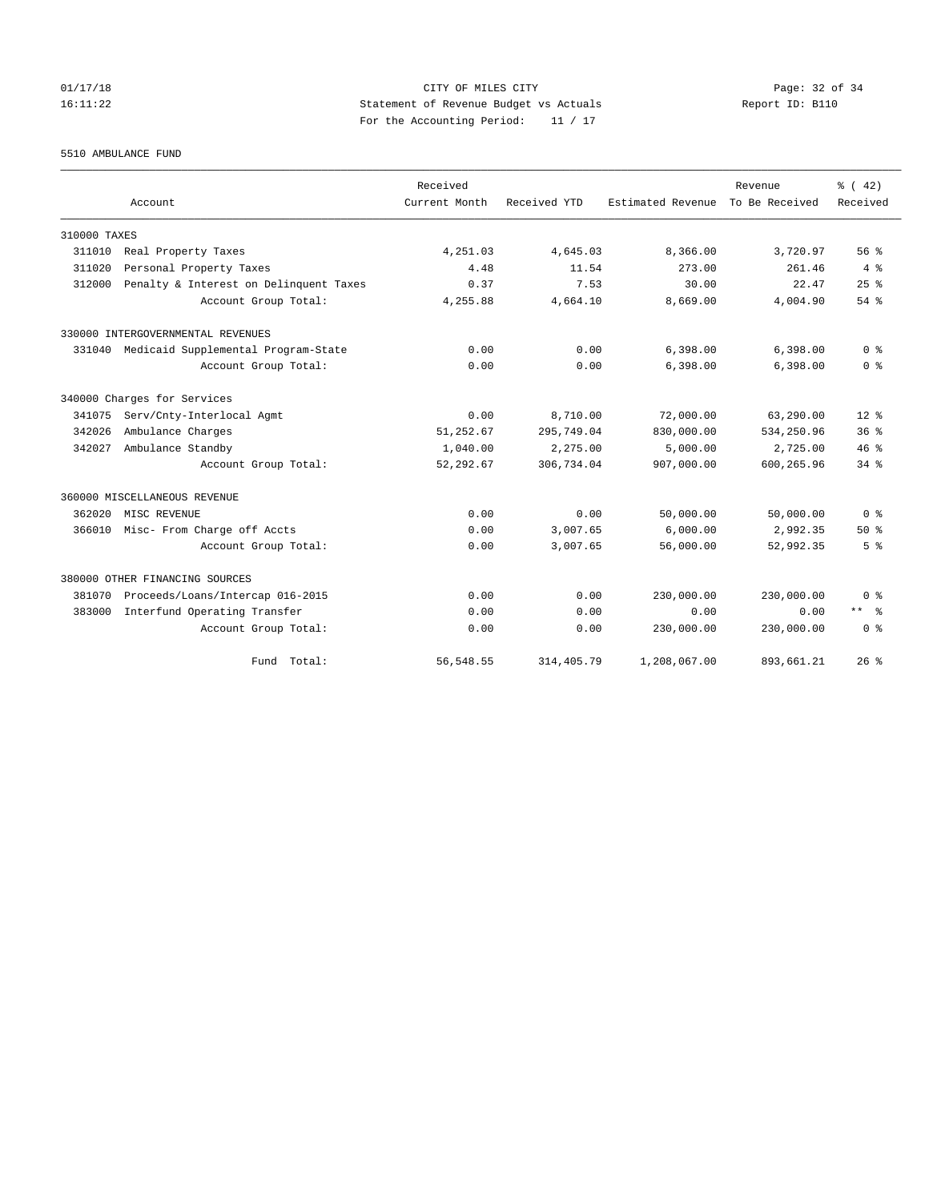CITY OF MILES CITY
Statement of Revenue Budget vs Actuals
For the Accounting Period: 11 / 17

01/17/18
16:11:22

Report ID: B110

5510 AMBULANCE FUND

| Account | Received Current Month | Received YTD | Estimated Revenue | Revenue To Be Received | % ( 42) Received |
|---|---|---|---|---|---|
| 310000 TAXES | | | | | |
| 311010 Real Property Taxes | 4,251.03 | 4,645.03 | 8,366.00 | 3,720.97 | 56 % |
| 311020 Personal Property Taxes | 4.48 | 11.54 | 273.00 | 261.46 | 4 % |
| 312000 Penalty & Interest on Delinquent Taxes | 0.37 | 7.53 | 30.00 | 22.47 | 25 % |
| Account Group Total: | 4,255.88 | 4,664.10 | 8,669.00 | 4,004.90 | 54 % |
| 330000 INTERGOVERNMENTAL REVENUES | | | | | |
| 331040 Medicaid Supplemental Program-State | 0.00 | 0.00 | 6,398.00 | 6,398.00 | 0 % |
| Account Group Total: | 0.00 | 0.00 | 6,398.00 | 6,398.00 | 0 % |
| 340000 Charges for Services | | | | | |
| 341075 Serv/Cnty-Interlocal Agmt | 0.00 | 8,710.00 | 72,000.00 | 63,290.00 | 12 % |
| 342026 Ambulance Charges | 51,252.67 | 295,749.04 | 830,000.00 | 534,250.96 | 36 % |
| 342027 Ambulance Standby | 1,040.00 | 2,275.00 | 5,000.00 | 2,725.00 | 46 % |
| Account Group Total: | 52,292.67 | 306,734.04 | 907,000.00 | 600,265.96 | 34 % |
| 360000 MISCELLANEOUS REVENUE | | | | | |
| 362020 MISC REVENUE | 0.00 | 0.00 | 50,000.00 | 50,000.00 | 0 % |
| 366010 Misc- From Charge off Accts | 0.00 | 3,007.65 | 6,000.00 | 2,992.35 | 50 % |
| Account Group Total: | 0.00 | 3,007.65 | 56,000.00 | 52,992.35 | 5 % |
| 380000 OTHER FINANCING SOURCES | | | | | |
| 381070 Proceeds/Loans/Intercap 016-2015 | 0.00 | 0.00 | 230,000.00 | 230,000.00 | 0 % |
| 383000 Interfund Operating Transfer | 0.00 | 0.00 | 0.00 | 0.00 | ** % |
| Account Group Total: | 0.00 | 0.00 | 230,000.00 | 230,000.00 | 0 % |
| Fund Total: | 56,548.55 | 314,405.79 | 1,208,067.00 | 893,661.21 | 26 % |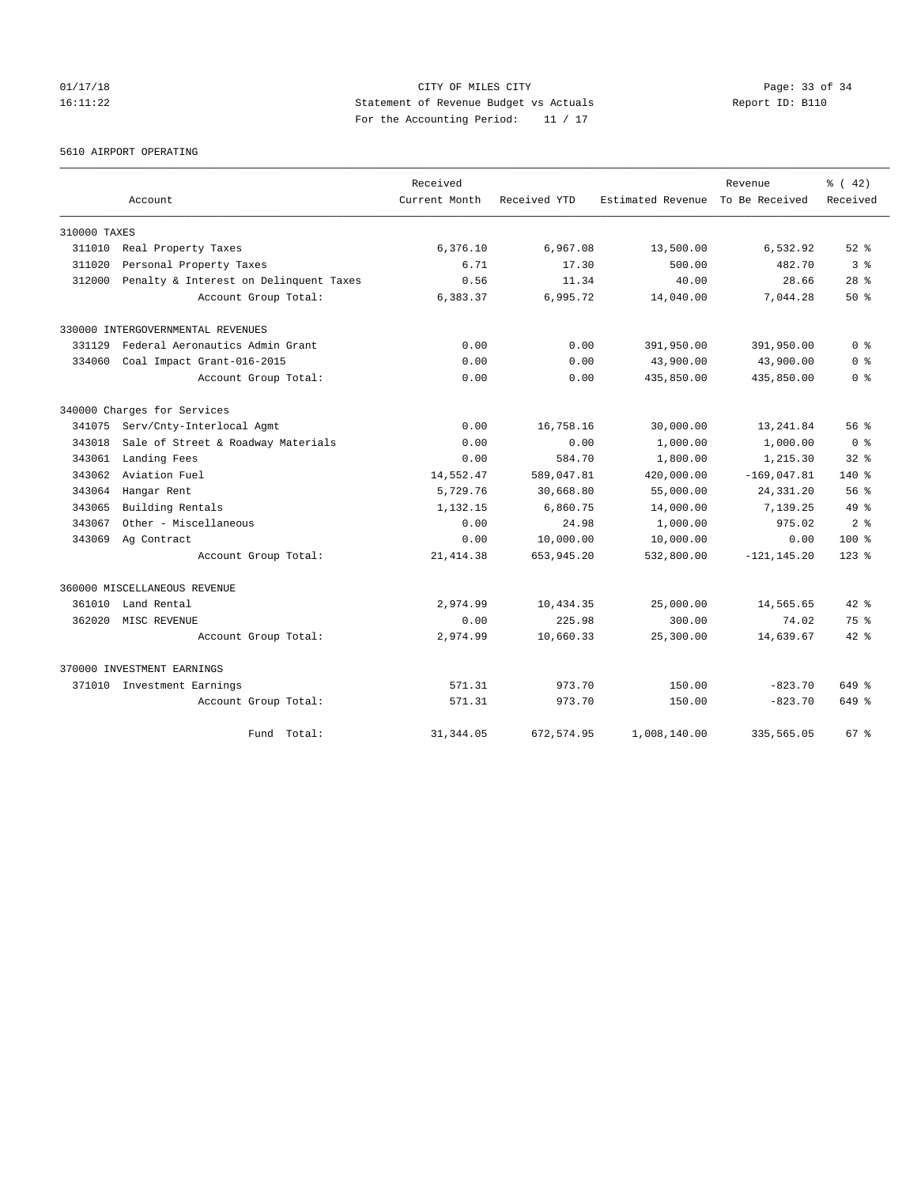CITY OF MILES CITY
Statement of Revenue Budget vs Actuals
For the Accounting Period: 11 / 17

Report ID: B110

5610 AIRPORT OPERATING

| Account | Received Current Month | Received YTD | Estimated Revenue | Revenue To Be Received | % ( 42) Received |
|---|---|---|---|---|---|
| 310000 TAXES | | | | | |
| 311010 Real Property Taxes | 6,376.10 | 6,967.08 | 13,500.00 | 6,532.92 | 52 % |
| 311020 Personal Property Taxes | 6.71 | 17.30 | 500.00 | 482.70 | 3 % |
| 312000 Penalty & Interest on Delinquent Taxes | 0.56 | 11.34 | 40.00 | 28.66 | 28 % |
| Account Group Total: | 6,383.37 | 6,995.72 | 14,040.00 | 7,044.28 | 50 % |
| 330000 INTERGOVERNMENTAL REVENUES | | | | | |
| 331129 Federal Aeronautics Admin Grant | 0.00 | 0.00 | 391,950.00 | 391,950.00 | 0 % |
| 334060 Coal Impact Grant-016-2015 | 0.00 | 0.00 | 43,900.00 | 43,900.00 | 0 % |
| Account Group Total: | 0.00 | 0.00 | 435,850.00 | 435,850.00 | 0 % |
| 340000 Charges for Services | | | | | |
| 341075 Serv/Cnty-Interlocal Agmt | 0.00 | 16,758.16 | 30,000.00 | 13,241.84 | 56 % |
| 343018 Sale of Street & Roadway Materials | 0.00 | 0.00 | 1,000.00 | 1,000.00 | 0 % |
| 343061 Landing Fees | 0.00 | 584.70 | 1,800.00 | 1,215.30 | 32 % |
| 343062 Aviation Fuel | 14,552.47 | 589,047.81 | 420,000.00 | -169,047.81 | 140 % |
| 343064 Hangar Rent | 5,729.76 | 30,668.80 | 55,000.00 | 24,331.20 | 56 % |
| 343065 Building Rentals | 1,132.15 | 6,860.75 | 14,000.00 | 7,139.25 | 49 % |
| 343067 Other - Miscellaneous | 0.00 | 24.98 | 1,000.00 | 975.02 | 2 % |
| 343069 Ag Contract | 0.00 | 10,000.00 | 10,000.00 | 0.00 | 100 % |
| Account Group Total: | 21,414.38 | 653,945.20 | 532,800.00 | -121,145.20 | 123 % |
| 360000 MISCELLANEOUS REVENUE | | | | | |
| 361010 Land Rental | 2,974.99 | 10,434.35 | 25,000.00 | 14,565.65 | 42 % |
| 362020 MISC REVENUE | 0.00 | 225.98 | 300.00 | 74.02 | 75 % |
| Account Group Total: | 2,974.99 | 10,660.33 | 25,300.00 | 14,639.67 | 42 % |
| 370000 INVESTMENT EARNINGS | | | | | |
| 371010 Investment Earnings | 571.31 | 973.70 | 150.00 | -823.70 | 649 % |
| Account Group Total: | 571.31 | 973.70 | 150.00 | -823.70 | 649 % |
| Fund Total: | 31,344.05 | 672,574.95 | 1,008,140.00 | 335,565.05 | 67 % |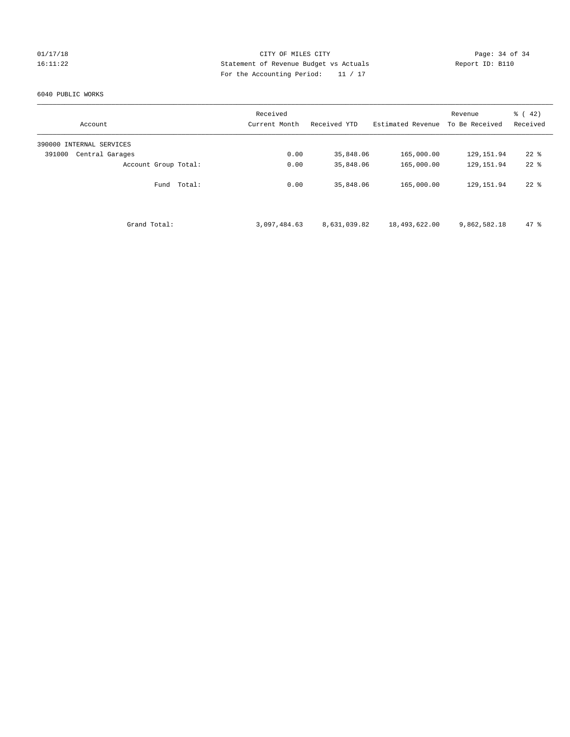01/17/18 CITY OF MILES CITY
16:11:22 Statement of Revenue Budget vs Actuals Report ID: B110
For the Accounting Period: 11 / 17

6040 PUBLIC WORKS

| Account | Received Current Month | Received YTD | Estimated Revenue | Revenue To Be Received | % ( 42) Received |
|---|---|---|---|---|---|
| 390000 INTERNAL SERVICES | | | | | |
| 391000 Central Garages | 0.00 | 35,848.06 | 165,000.00 | 129,151.94 | 22 % |
| Account Group Total: | 0.00 | 35,848.06 | 165,000.00 | 129,151.94 | 22 % |
| Fund Total: | 0.00 | 35,848.06 | 165,000.00 | 129,151.94 | 22 % |
| Grand Total: | 3,097,484.63 | 8,631,039.82 | 18,493,622.00 | 9,862,582.18 | 47 % |